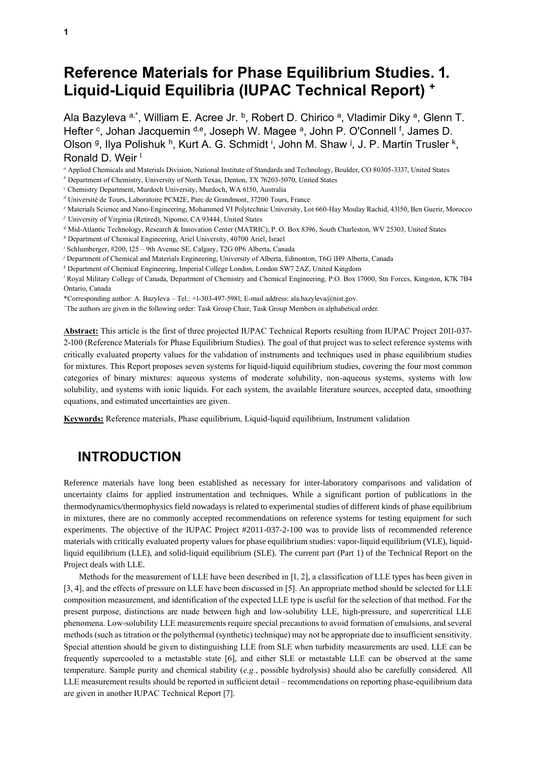# Reference Materials for Phase Equilibrium Studies. 1. Liquid-Liquid Equilibria (IUPAC Technical Report) [+]

Ala Bazyleva [a,*], William E. Acree Jr. [b], Robert D. Chirico [a], Vladimir Diky [a], Glenn T. Hefter [c], Johan Jacquemin [d,e], Joseph W. Magee [a], John P. O'Connell [f], James D. Olson [g], Ilya Polishuk [h], Kurt A. G. Schmidt [i], John M. Shaw [j], J. P. Martin Trusler [k], Ronald D. Weir [l]

[a] Applied Chemicals and Materials Division, National Institute of Standards and Technology, Boulder, CO 80305-3337, United States

[b] Department of Chemistry, University of North Texas, Denton, TX 76203-5070, United States

[c] Chemistry Department, Murdoch University, Murdoch, WA 6150, Australia

[d] Université de Tours, Laboratoire PCM2E, Parc de Grandmont, 37200 Tours, France

[e] Materials Science and Nano-Engineering, Mohammed VI Polytechnic University, Lot 660-Hay Moulay Rachid, 43150, Ben Guerir, Morocco

[f] University of Virginia (Retired), Nipomo, CA 93444, United States

[g] Mid-Atlantic Technology, Research & Innovation Center (MATRIC), P. O. Box 8396, South Charleston, WV 25303, United States

[h] Department of Chemical Engineering, Ariel University, 40700 Ariel, Israel

[i] Schlumberger, #200, 125 – 9th Avenue SE, Calgary, T2G 0P6 Alberta, Canada

[j] Department of Chemical and Materials Engineering, University of Alberta, Edmonton, T6G 1H9 Alberta, Canada

[k] Department of Chemical Engineering, Imperial College London, London SW7 2AZ, United Kingdom

[l] Royal Military College of Canada, Department of Chemistry and Chemical Engineering, P.O. Box 17000, Stn Forces, Kingston, K7K 7B4 Ontario, Canada

*Corresponding author: A. Bazyleva – Tel.: +1-303-497-5981; E-mail address: ala.bazyleva@nist.gov.

[+]The authors are given in the following order: Task Group Chair, Task Group Members in alphabetical order.

**Abstract:** This article is the first of three projected IUPAC Technical Reports resulting from IUPAC Project 2011-037-2-100 (Reference Materials for Phase Equilibrium Studies). The goal of that project was to select reference systems with critically evaluated property values for the validation of instruments and techniques used in phase equilibrium studies for mixtures. This Report proposes seven systems for liquid-liquid equilibrium studies, covering the four most common categories of binary mixtures: aqueous systems of moderate solubility, non-aqueous systems, systems with low solubility, and systems with ionic liquids. For each system, the available literature sources, accepted data, smoothing equations, and estimated uncertainties are given.

**Keywords:** Reference materials, Phase equilibrium, Liquid-liquid equilibrium, Instrument validation

## INTRODUCTION

Reference materials have long been established as necessary for inter-laboratory comparisons and validation of uncertainty claims for applied instrumentation and techniques. While a significant portion of publications in the thermodynamics/thermophysics field nowadays is related to experimental studies of different kinds of phase equilibrium in mixtures, there are no commonly accepted recommendations on reference systems for testing equipment for such experiments. The objective of the IUPAC Project #2011-037-2-100 was to provide lists of recommended reference materials with critically evaluated property values for phase equilibrium studies: vapor-liquid equilibrium (VLE), liquid-liquid equilibrium (LLE), and solid-liquid equilibrium (SLE). The current part (Part 1) of the Technical Report on the Project deals with LLE.

Methods for the measurement of LLE have been described in [1, 2], a classification of LLE types has been given in [3, 4], and the effects of pressure on LLE have been discussed in [5]. An appropriate method should be selected for LLE composition measurement, and identification of the expected LLE type is useful for the selection of that method. For the present purpose, distinctions are made between high and low-solubility LLE, high-pressure, and supercritical LLE phenomena. Low-solubility LLE measurements require special precautions to avoid formation of emulsions, and several methods (such as titration or the polythermal (synthetic) technique) may not be appropriate due to insufficient sensitivity. Special attention should be given to distinguishing LLE from SLE when turbidity measurements are used. LLE can be frequently supercooled to a metastable state [6], and either SLE or metastable LLE can be observed at the same temperature. Sample purity and chemical stability (*e.g.*, possible hydrolysis) should also be carefully considered. All LLE measurement results should be reported in sufficient detail – recommendations on reporting phase-equilibrium data are given in another IUPAC Technical Report [7].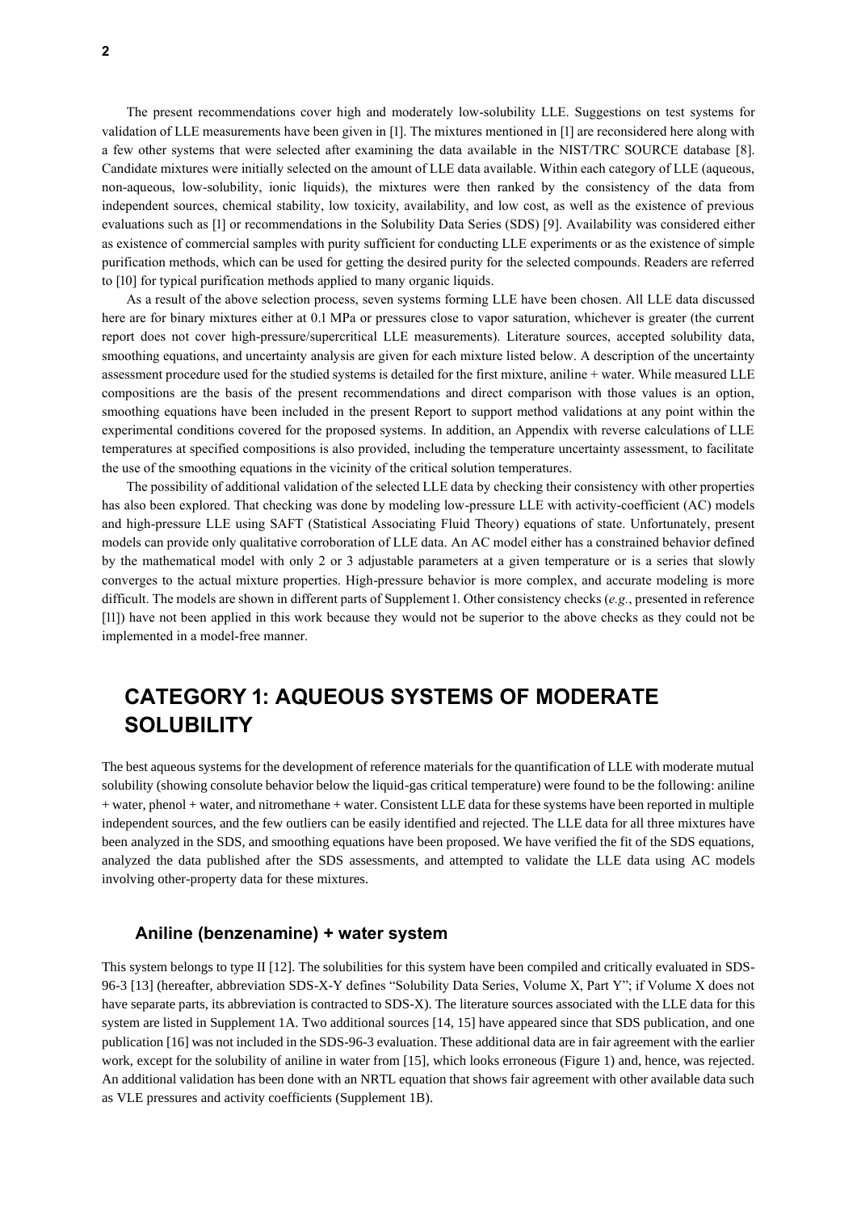The present recommendations cover high and moderately low-solubility LLE. Suggestions on test systems for validation of LLE measurements have been given in [1]. The mixtures mentioned in [1] are reconsidered here along with a few other systems that were selected after examining the data available in the NIST/TRC SOURCE database [8]. Candidate mixtures were initially selected on the amount of LLE data available. Within each category of LLE (aqueous, non-aqueous, low-solubility, ionic liquids), the mixtures were then ranked by the consistency of the data from independent sources, chemical stability, low toxicity, availability, and low cost, as well as the existence of previous evaluations such as [1] or recommendations in the Solubility Data Series (SDS) [9]. Availability was considered either as existence of commercial samples with purity sufficient for conducting LLE experiments or as the existence of simple purification methods, which can be used for getting the desired purity for the selected compounds. Readers are referred to [10] for typical purification methods applied to many organic liquids.

As a result of the above selection process, seven systems forming LLE have been chosen. All LLE data discussed here are for binary mixtures either at 0.1 MPa or pressures close to vapor saturation, whichever is greater (the current report does not cover high-pressure/supercritical LLE measurements). Literature sources, accepted solubility data, smoothing equations, and uncertainty analysis are given for each mixture listed below. A description of the uncertainty assessment procedure used for the studied systems is detailed for the first mixture, aniline + water. While measured LLE compositions are the basis of the present recommendations and direct comparison with those values is an option, smoothing equations have been included in the present Report to support method validations at any point within the experimental conditions covered for the proposed systems. In addition, an Appendix with reverse calculations of LLE temperatures at specified compositions is also provided, including the temperature uncertainty assessment, to facilitate the use of the smoothing equations in the vicinity of the critical solution temperatures.

The possibility of additional validation of the selected LLE data by checking their consistency with other properties has also been explored. That checking was done by modeling low-pressure LLE with activity-coefficient (AC) models and high-pressure LLE using SAFT (Statistical Associating Fluid Theory) equations of state. Unfortunately, present models can provide only qualitative corroboration of LLE data. An AC model either has a constrained behavior defined by the mathematical model with only 2 or 3 adjustable parameters at a given temperature or is a series that slowly converges to the actual mixture properties. High-pressure behavior is more complex, and accurate modeling is more difficult. The models are shown in different parts of Supplement 1. Other consistency checks (*e.g.*, presented in reference [11]) have not been applied in this work because they would not be superior to the above checks as they could not be implemented in a model-free manner.

# CATEGORY 1: AQUEOUS SYSTEMS OF MODERATE SOLUBILITY

The best aqueous systems for the development of reference materials for the quantification of LLE with moderate mutual solubility (showing consolute behavior below the liquid-gas critical temperature) were found to be the following: aniline + water, phenol + water, and nitromethane + water. Consistent LLE data for these systems have been reported in multiple independent sources, and the few outliers can be easily identified and rejected. The LLE data for all three mixtures have been analyzed in the SDS, and smoothing equations have been proposed. We have verified the fit of the SDS equations, analyzed the data published after the SDS assessments, and attempted to validate the LLE data using AC models involving other-property data for these mixtures.

## Aniline (benzenamine) + water system

This system belongs to type II [12]. The solubilities for this system have been compiled and critically evaluated in SDS-96-3 [13] (hereafter, abbreviation SDS-X-Y defines "Solubility Data Series, Volume X, Part Y"; if Volume X does not have separate parts, its abbreviation is contracted to SDS-X). The literature sources associated with the LLE data for this system are listed in Supplement 1A. Two additional sources [14, 15] have appeared since that SDS publication, and one publication [16] was not included in the SDS-96-3 evaluation. These additional data are in fair agreement with the earlier work, except for the solubility of aniline in water from [15], which looks erroneous (Figure 1) and, hence, was rejected. An additional validation has been done with an NRTL equation that shows fair agreement with other available data such as VLE pressures and activity coefficients (Supplement 1B).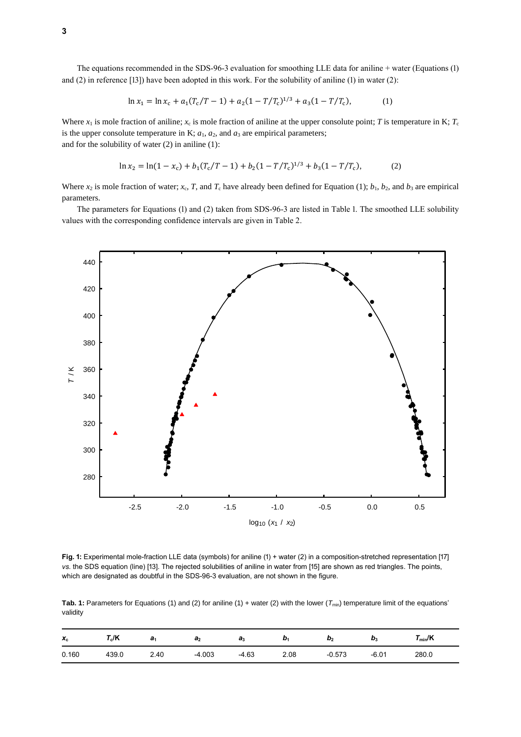The equations recommended in the SDS-96-3 evaluation for smoothing LLE data for aniline + water (Equations (1) and (2) in reference [13]) have been adopted in this work. For the solubility of aniline (1) in water (2):

$$\ln x_1 = \ln x_c + a_1(T_c/T - 1) + a_2(1 - T/T_c)^{1/3} + a_3(1 - T/T_c), \qquad (1)$$

Where $x_1$ is mole fraction of aniline; $x_c$ is mole fraction of aniline at the upper consolute point; $T$ is temperature in K; $T_c$ is the upper consolute temperature in K; $a_1$, $a_2$, and $a_3$ are empirical parameters;
and for the solubility of water (2) in aniline (1):

$$\ln x_2 = \ln(1 - x_c) + b_1(T_c/T - 1) + b_2(1 - T/T_c)^{1/3} + b_3(1 - T/T_c), \qquad (2)$$

Where $x_2$ is mole fraction of water; $x_c$, $T$, and $T_c$ have already been defined for Equation (1); $b_1$, $b_2$, and $b_3$ are empirical parameters.

The parameters for Equations (1) and (2) taken from SDS-96-3 are listed in Table 1. The smoothed LLE solubility values with the corresponding confidence intervals are given in Table 2.

**Fig. 1:** Experimental mole-fraction LLE data (symbols) for aniline (1) + water (2) in a composition-stretched representation [17] *vs.* the SDS equation (line) [13]. The rejected solubilities of aniline in water from [15] are shown as red triangles. The points, which are designated as doubtful in the SDS-96-3 evaluation, are not shown in the figure.

**Tab. 1:** Parameters for Equations (1) and (2) for aniline (1) + water (2) with the lower ($T_{min}$) temperature limit of the equations' validity

| $x_c$ | $T_c$/K | $a_1$ | $a_2$ | $a_3$ | $b_1$ | $b_2$ | $b_3$ | $T_{min}$/K |
|---|---|---|---|---|---|---|---|---|
| 0.160 | 439.0 | 2.40 | -4.003 | -4.63 | 2.08 | -0.573 | -6.01 | 280.0 |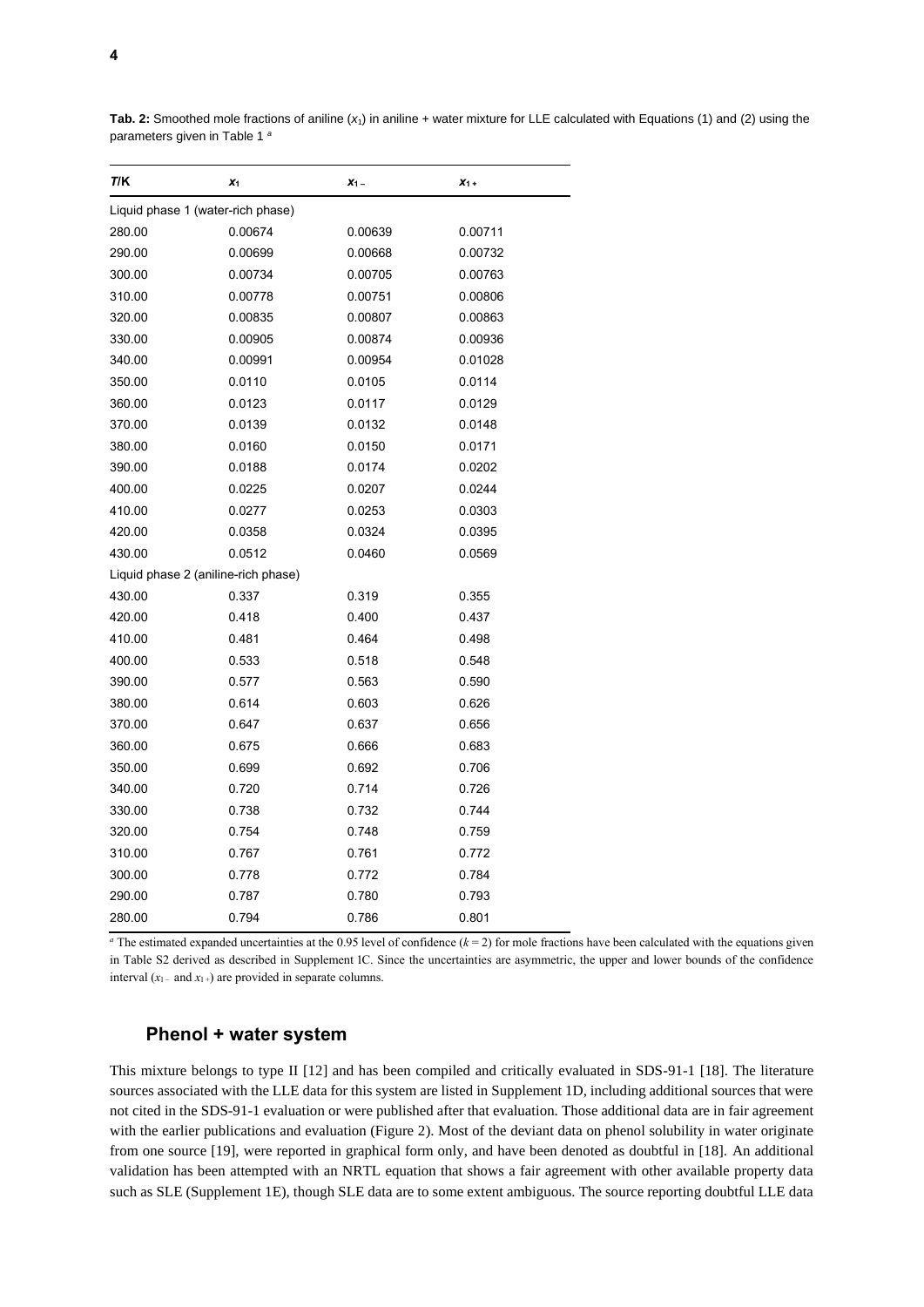**Tab. 2:** Smoothed mole fractions of aniline ($x_1$) in aniline + water mixture for LLE calculated with Equations (1) and (2) using the parameters given in Table 1 [a]

| $T$/K | $x_1$ | $x_{1-}$ | $x_{1+}$ |
|---|---|---|---|
| Liquid phase 1 (water-rich phase) | | | |
| 280.00 | 0.00674 | 0.00639 | 0.00711 |
| 290.00 | 0.00699 | 0.00668 | 0.00732 |
| 300.00 | 0.00734 | 0.00705 | 0.00763 |
| 310.00 | 0.00778 | 0.00751 | 0.00806 |
| 320.00 | 0.00835 | 0.00807 | 0.00863 |
| 330.00 | 0.00905 | 0.00874 | 0.00936 |
| 340.00 | 0.00991 | 0.00954 | 0.01028 |
| 350.00 | 0.0110 | 0.0105 | 0.0114 |
| 360.00 | 0.0123 | 0.0117 | 0.0129 |
| 370.00 | 0.0139 | 0.0132 | 0.0148 |
| 380.00 | 0.0160 | 0.0150 | 0.0171 |
| 390.00 | 0.0188 | 0.0174 | 0.0202 |
| 400.00 | 0.0225 | 0.0207 | 0.0244 |
| 410.00 | 0.0277 | 0.0253 | 0.0303 |
| 420.00 | 0.0358 | 0.0324 | 0.0395 |
| 430.00 | 0.0512 | 0.0460 | 0.0569 |
| Liquid phase 2 (aniline-rich phase) | | | |
| 430.00 | 0.337 | 0.319 | 0.355 |
| 420.00 | 0.418 | 0.400 | 0.437 |
| 410.00 | 0.481 | 0.464 | 0.498 |
| 400.00 | 0.533 | 0.518 | 0.548 |
| 390.00 | 0.577 | 0.563 | 0.590 |
| 380.00 | 0.614 | 0.603 | 0.626 |
| 370.00 | 0.647 | 0.637 | 0.656 |
| 360.00 | 0.675 | 0.666 | 0.683 |
| 350.00 | 0.699 | 0.692 | 0.706 |
| 340.00 | 0.720 | 0.714 | 0.726 |
| 330.00 | 0.738 | 0.732 | 0.744 |
| 320.00 | 0.754 | 0.748 | 0.759 |
| 310.00 | 0.767 | 0.761 | 0.772 |
| 300.00 | 0.778 | 0.772 | 0.784 |
| 290.00 | 0.787 | 0.780 | 0.793 |
| 280.00 | 0.794 | 0.786 | 0.801 |

[a] The estimated expanded uncertainties at the 0.95 level of confidence ($k = 2$) for mole fractions have been calculated with the equations given in Table S2 derived as described in Supplement 1C. Since the uncertainties are asymmetric, the upper and lower bounds of the confidence interval ($x_{1-}$ and $x_{1+}$) are provided in separate columns.

## Phenol + water system

This mixture belongs to type II [12] and has been compiled and critically evaluated in SDS-91-1 [18]. The literature sources associated with the LLE data for this system are listed in Supplement 1D, including additional sources that were not cited in the SDS-91-1 evaluation or were published after that evaluation. Those additional data are in fair agreement with the earlier publications and evaluation (Figure 2). Most of the deviant data on phenol solubility in water originate from one source [19], were reported in graphical form only, and have been denoted as doubtful in [18]. An additional validation has been attempted with an NRTL equation that shows a fair agreement with other available property data such as SLE (Supplement 1E), though SLE data are to some extent ambiguous. The source reporting doubtful LLE data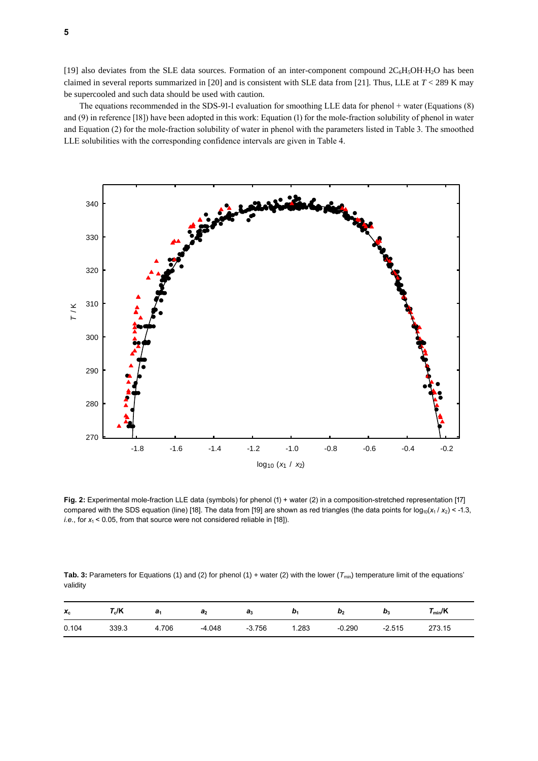[19] also deviates from the SLE data sources. Formation of an inter-component compound $2C_6H_5OH{\cdot}H_2O$ has been claimed in several reports summarized in [20] and is consistent with SLE data from [21]. Thus, LLE at $T < 289$ K may be supercooled and such data should be used with caution.

The equations recommended in the SDS-91-1 evaluation for smoothing LLE data for phenol + water (Equations (8) and (9) in reference [18]) have been adopted in this work: Equation (1) for the mole-fraction solubility of phenol in water and Equation (2) for the mole-fraction solubility of water in phenol with the parameters listed in Table 3. The smoothed LLE solubilities with the corresponding confidence intervals are given in Table 4.

**Fig. 2:** Experimental mole-fraction LLE data (symbols) for phenol (1) + water (2) in a composition-stretched representation [17] compared with the SDS equation (line) [18]. The data from [19] are shown as red triangles (the data points for $\log_{10}(x_1 / x_2) < -1.3$, *i.e.*, for $x_1 < 0.05$, from that source were not considered reliable in [18]).

**Tab. 3:** Parameters for Equations (1) and (2) for phenol (1) + water (2) with the lower ($T_{min}$) temperature limit of the equations' validity

| $x_c$ | $T_c$/K | $a_1$ | $a_2$ | $a_3$ | $b_1$ | $b_2$ | $b_3$ | $T_{min}$/K |
|---|---|---|---|---|---|---|---|---|
| 0.104 | 339.3 | 4.706 | -4.048 | -3.756 | 1.283 | -0.290 | -2.515 | 273.15 |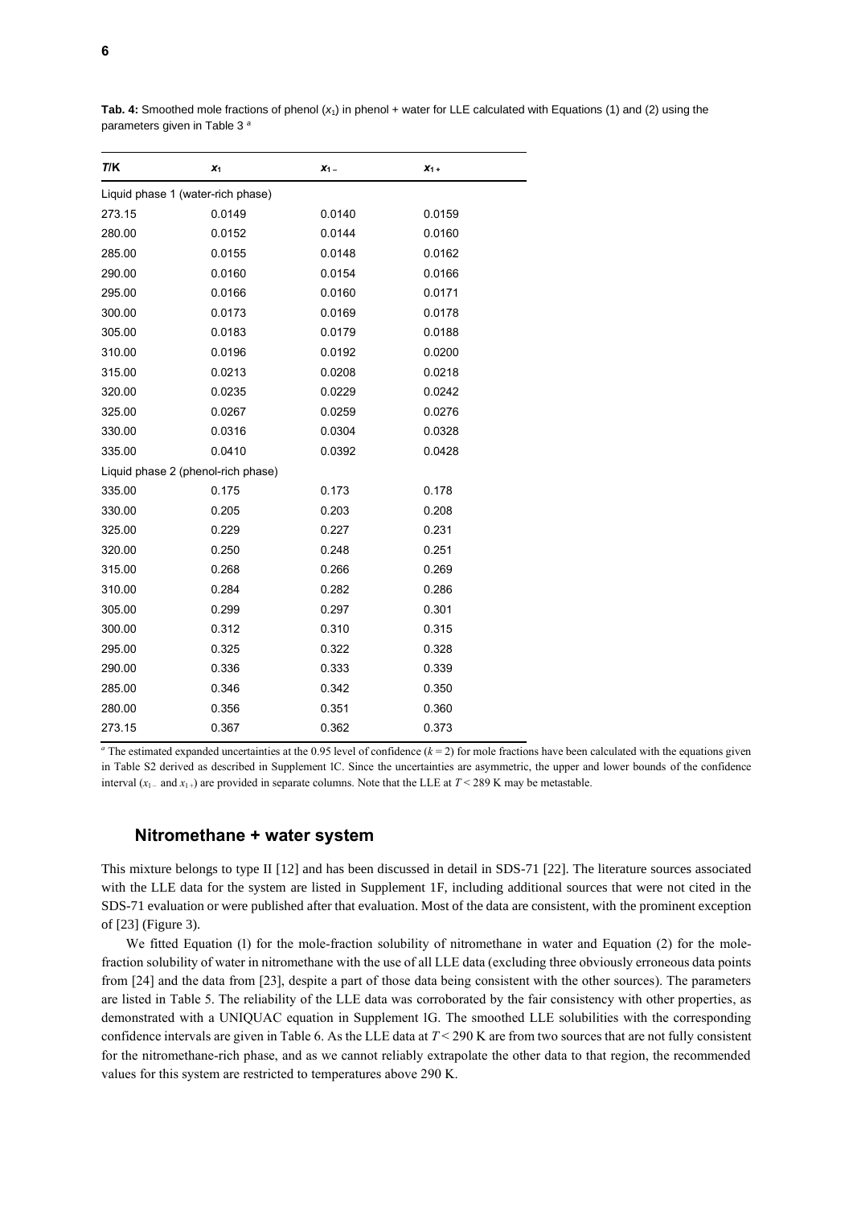**Tab. 4:** Smoothed mole fractions of phenol ($x_1$) in phenol + water for LLE calculated with Equations (1) and (2) using the parameters given in Table 3 [a]

| $T$/K | $x_1$ | $x_{1-}$ | $x_{1+}$ |
|---|---|---|---|
| Liquid phase 1 (water-rich phase) | | | |
| 273.15 | 0.0149 | 0.0140 | 0.0159 |
| 280.00 | 0.0152 | 0.0144 | 0.0160 |
| 285.00 | 0.0155 | 0.0148 | 0.0162 |
| 290.00 | 0.0160 | 0.0154 | 0.0166 |
| 295.00 | 0.0166 | 0.0160 | 0.0171 |
| 300.00 | 0.0173 | 0.0169 | 0.0178 |
| 305.00 | 0.0183 | 0.0179 | 0.0188 |
| 310.00 | 0.0196 | 0.0192 | 0.0200 |
| 315.00 | 0.0213 | 0.0208 | 0.0218 |
| 320.00 | 0.0235 | 0.0229 | 0.0242 |
| 325.00 | 0.0267 | 0.0259 | 0.0276 |
| 330.00 | 0.0316 | 0.0304 | 0.0328 |
| 335.00 | 0.0410 | 0.0392 | 0.0428 |
| Liquid phase 2 (phenol-rich phase) | | | |
| 335.00 | 0.175 | 0.173 | 0.178 |
| 330.00 | 0.205 | 0.203 | 0.208 |
| 325.00 | 0.229 | 0.227 | 0.231 |
| 320.00 | 0.250 | 0.248 | 0.251 |
| 315.00 | 0.268 | 0.266 | 0.269 |
| 310.00 | 0.284 | 0.282 | 0.286 |
| 305.00 | 0.299 | 0.297 | 0.301 |
| 300.00 | 0.312 | 0.310 | 0.315 |
| 295.00 | 0.325 | 0.322 | 0.328 |
| 290.00 | 0.336 | 0.333 | 0.339 |
| 285.00 | 0.346 | 0.342 | 0.350 |
| 280.00 | 0.356 | 0.351 | 0.360 |
| 273.15 | 0.367 | 0.362 | 0.373 |

[a] The estimated expanded uncertainties at the 0.95 level of confidence ($k = 2$) for mole fractions have been calculated with the equations given in Table S2 derived as described in Supplement 1C. Since the uncertainties are asymmetric, the upper and lower bounds of the confidence interval ($x_{1-}$ and $x_{1+}$) are provided in separate columns. Note that the LLE at $T < 289$ K may be metastable.

## Nitromethane + water system

This mixture belongs to type II [12] and has been discussed in detail in SDS-71 [22]. The literature sources associated with the LLE data for the system are listed in Supplement 1F, including additional sources that were not cited in the SDS-71 evaluation or were published after that evaluation. Most of the data are consistent, with the prominent exception of [23] (Figure 3).

We fitted Equation (1) for the mole-fraction solubility of nitromethane in water and Equation (2) for the mole-fraction solubility of water in nitromethane with the use of all LLE data (excluding three obviously erroneous data points from [24] and the data from [23], despite a part of those data being consistent with the other sources). The parameters are listed in Table 5. The reliability of the LLE data was corroborated by the fair consistency with other properties, as demonstrated with a UNIQUAC equation in Supplement 1G. The smoothed LLE solubilities with the corresponding confidence intervals are given in Table 6. As the LLE data at $T < 290$ K are from two sources that are not fully consistent for the nitromethane-rich phase, and as we cannot reliably extrapolate the other data to that region, the recommended values for this system are restricted to temperatures above 290 K.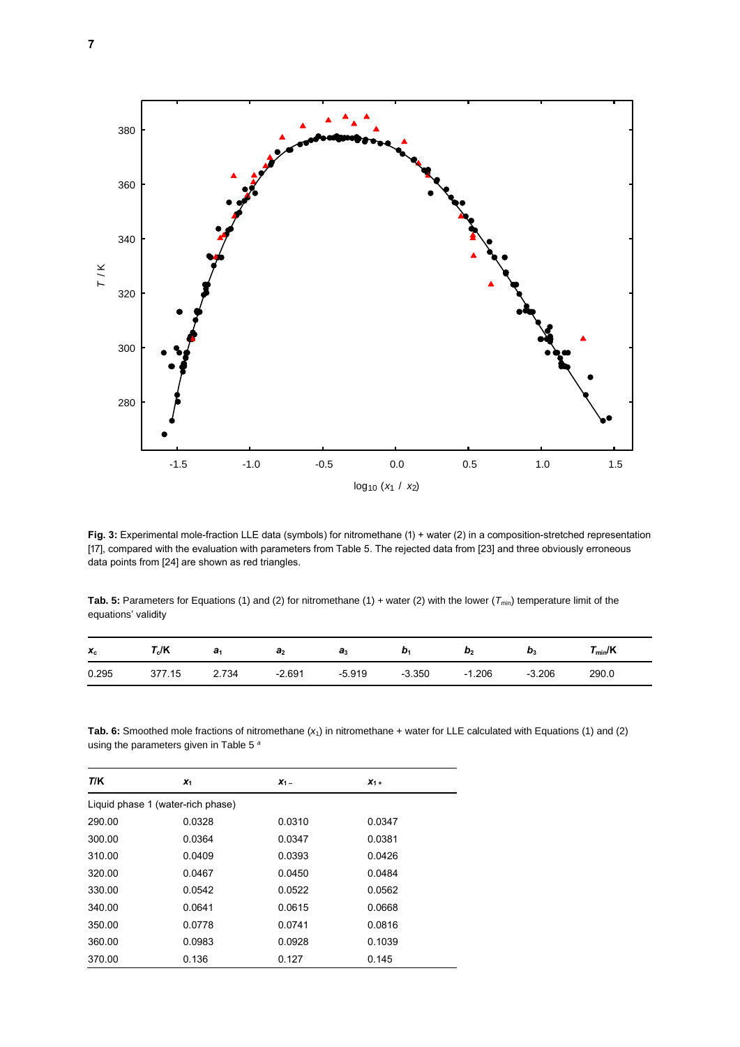**Fig. 3:** Experimental mole-fraction LLE data (symbols) for nitromethane (1) + water (2) in a composition-stretched representation [17], compared with the evaluation with parameters from Table 5. The rejected data from [23] and three obviously erroneous data points from [24] are shown as red triangles.

**Tab. 5:** Parameters for Equations (1) and (2) for nitromethane (1) + water (2) with the lower ($T_{min}$) temperature limit of the equations' validity

| $x_c$ | $T_c$/K | $a_1$ | $a_2$ | $a_3$ | $b_1$ | $b_2$ | $b_3$ | $T_{min}$/K |
|---|---|---|---|---|---|---|---|---|
| 0.295 | 377.15 | 2.734 | -2.691 | -5.919 | -3.350 | -1.206 | -3.206 | 290.0 |

**Tab. 6:** Smoothed mole fractions of nitromethane ($x_1$) in nitromethane + water for LLE calculated with Equations (1) and (2) using the parameters given in Table 5 [a]

| $T$/K | $x_1$ | $x_{1-}$ | $x_{1+}$ |
|---|---|---|---|
| Liquid phase 1 (water-rich phase) | | | |
| 290.00 | 0.0328 | 0.0310 | 0.0347 |
| 300.00 | 0.0364 | 0.0347 | 0.0381 |
| 310.00 | 0.0409 | 0.0393 | 0.0426 |
| 320.00 | 0.0467 | 0.0450 | 0.0484 |
| 330.00 | 0.0542 | 0.0522 | 0.0562 |
| 340.00 | 0.0641 | 0.0615 | 0.0668 |
| 350.00 | 0.0778 | 0.0741 | 0.0816 |
| 360.00 | 0.0983 | 0.0928 | 0.1039 |
| 370.00 | 0.136 | 0.127 | 0.145 |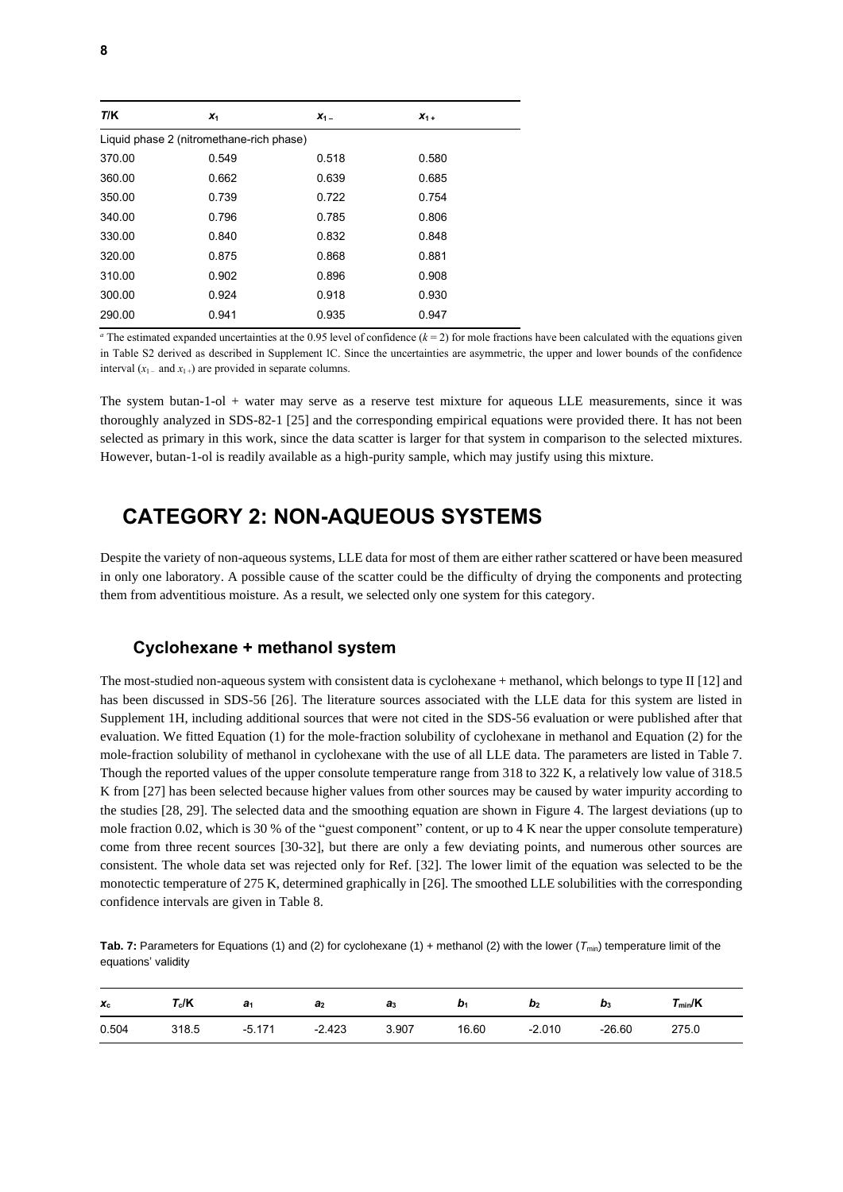| $T$/K | $x_1$ | $x_{1-}$ | $x_{1+}$ |
| --- | --- | --- | --- |
| Liquid phase 2 (nitromethane-rich phase) | | | |
| 370.00 | 0.549 | 0.518 | 0.580 |
| 360.00 | 0.662 | 0.639 | 0.685 |
| 350.00 | 0.739 | 0.722 | 0.754 |
| 340.00 | 0.796 | 0.785 | 0.806 |
| 330.00 | 0.840 | 0.832 | 0.848 |
| 320.00 | 0.875 | 0.868 | 0.881 |
| 310.00 | 0.902 | 0.896 | 0.908 |
| 300.00 | 0.924 | 0.918 | 0.930 |
| 290.00 | 0.941 | 0.935 | 0.947 |

[a] The estimated expanded uncertainties at the 0.95 level of confidence ($k = 2$) for mole fractions have been calculated with the equations given in Table S2 derived as described in Supplement 1C. Since the uncertainties are asymmetric, the upper and lower bounds of the confidence interval ($x_{1-}$ and $x_{1+}$) are provided in separate columns.

The system butan-1-ol + water may serve as a reserve test mixture for aqueous LLE measurements, since it was thoroughly analyzed in SDS-82-1 [25] and the corresponding empirical equations were provided there. It has not been selected as primary in this work, since the data scatter is larger for that system in comparison to the selected mixtures. However, butan-1-ol is readily available as a high-purity sample, which may justify using this mixture.

## CATEGORY 2: NON-AQUEOUS SYSTEMS

Despite the variety of non-aqueous systems, LLE data for most of them are either rather scattered or have been measured in only one laboratory. A possible cause of the scatter could be the difficulty of drying the components and protecting them from adventitious moisture. As a result, we selected only one system for this category.

### Cyclohexane + methanol system

The most-studied non-aqueous system with consistent data is cyclohexane + methanol, which belongs to type II [12] and has been discussed in SDS-56 [26]. The literature sources associated with the LLE data for this system are listed in Supplement 1H, including additional sources that were not cited in the SDS-56 evaluation or were published after that evaluation. We fitted Equation (1) for the mole-fraction solubility of cyclohexane in methanol and Equation (2) for the mole-fraction solubility of methanol in cyclohexane with the use of all LLE data. The parameters are listed in Table 7. Though the reported values of the upper consolute temperature range from 318 to 322 K, a relatively low value of 318.5 K from [27] has been selected because higher values from other sources may be caused by water impurity according to the studies [28, 29]. The selected data and the smoothing equation are shown in Figure 4. The largest deviations (up to mole fraction 0.02, which is 30 % of the "guest component" content, or up to 4 K near the upper consolute temperature) come from three recent sources [30-32], but there are only a few deviating points, and numerous other sources are consistent. The whole data set was rejected only for Ref. [32]. The lower limit of the equation was selected to be the monotectic temperature of 275 K, determined graphically in [26]. The smoothed LLE solubilities with the corresponding confidence intervals are given in Table 8.

**Tab. 7:** Parameters for Equations (1) and (2) for cyclohexane (1) + methanol (2) with the lower ($T_{\min}$) temperature limit of the equations' validity

| $x_c$ | $T_c$/K | $a_1$ | $a_2$ | $a_3$ | $b_1$ | $b_2$ | $b_3$ | $T_{\min}$/K |
| --- | --- | --- | --- | --- | --- | --- | --- | --- |
| 0.504 | 318.5 | -5.171 | -2.423 | 3.907 | 16.60 | -2.010 | -26.60 | 275.0 |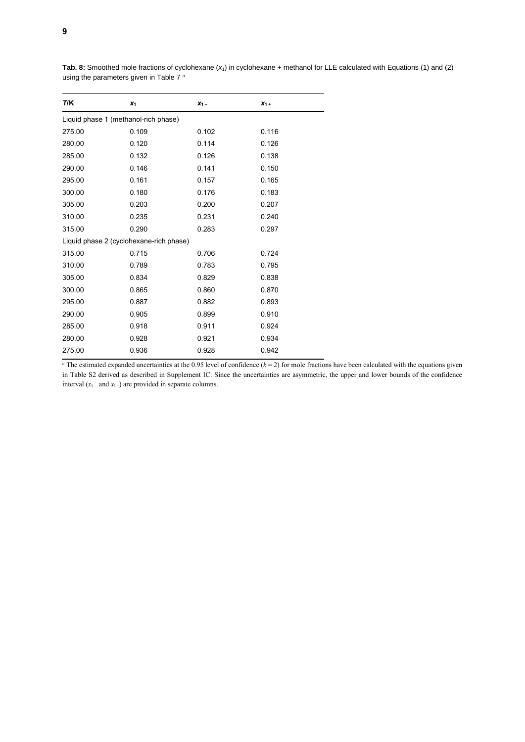**Tab. 8:** Smoothed mole fractions of cyclohexane ($x_1$) in cyclohexane + methanol for LLE calculated with Equations (1) and (2) using the parameters given in Table 7 [a]

| $T$/K | $x_1$ | $x_{1-}$ | $x_{1+}$ |
|---|---|---|---|
| Liquid phase 1 (methanol-rich phase) | | | |
| 275.00 | 0.109 | 0.102 | 0.116 |
| 280.00 | 0.120 | 0.114 | 0.126 |
| 285.00 | 0.132 | 0.126 | 0.138 |
| 290.00 | 0.146 | 0.141 | 0.150 |
| 295.00 | 0.161 | 0.157 | 0.165 |
| 300.00 | 0.180 | 0.176 | 0.183 |
| 305.00 | 0.203 | 0.200 | 0.207 |
| 310.00 | 0.235 | 0.231 | 0.240 |
| 315.00 | 0.290 | 0.283 | 0.297 |
| Liquid phase 2 (cyclohexane-rich phase) | | | |
| 315.00 | 0.715 | 0.706 | 0.724 |
| 310.00 | 0.789 | 0.783 | 0.795 |
| 305.00 | 0.834 | 0.829 | 0.838 |
| 300.00 | 0.865 | 0.860 | 0.870 |
| 295.00 | 0.887 | 0.882 | 0.893 |
| 290.00 | 0.905 | 0.899 | 0.910 |
| 285.00 | 0.918 | 0.911 | 0.924 |
| 280.00 | 0.928 | 0.921 | 0.934 |
| 275.00 | 0.936 | 0.928 | 0.942 |

[a] The estimated expanded uncertainties at the 0.95 level of confidence ($k = 2$) for mole fractions have been calculated with the equations given in Table S2 derived as described in Supplement 1C. Since the uncertainties are asymmetric, the upper and lower bounds of the confidence interval ($x_{1-}$ and $x_{1+}$) are provided in separate columns.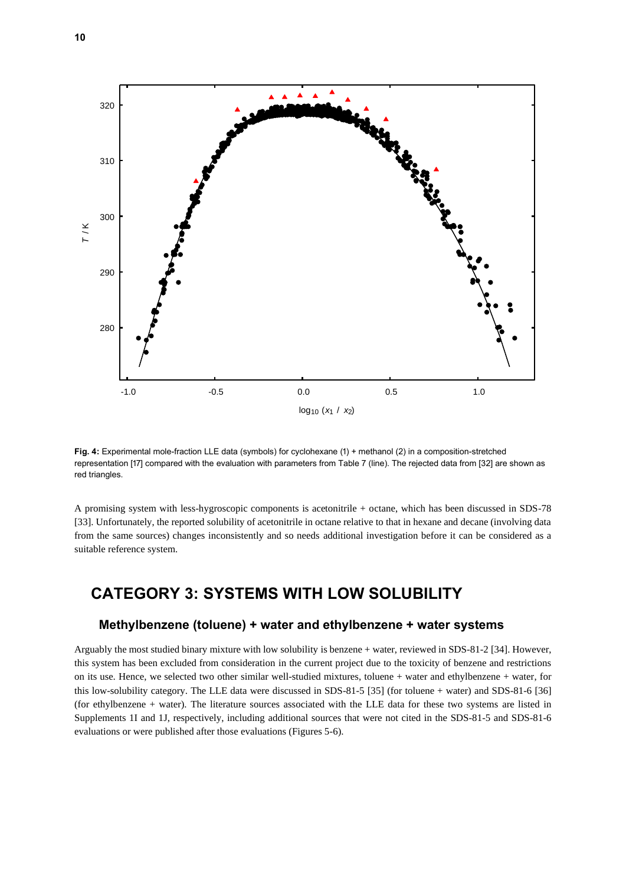**Fig. 4:** Experimental mole-fraction LLE data (symbols) for cyclohexane (1) + methanol (2) in a composition-stretched representation [17] compared with the evaluation with parameters from Table 7 (line). The rejected data from [32] are shown as red triangles.

A promising system with less-hygroscopic components is acetonitrile + octane, which has been discussed in SDS-78 [33]. Unfortunately, the reported solubility of acetonitrile in octane relative to that in hexane and decane (involving data from the same sources) changes inconsistently and so needs additional investigation before it can be considered as a suitable reference system.

## CATEGORY 3: SYSTEMS WITH LOW SOLUBILITY

### Methylbenzene (toluene) + water and ethylbenzene + water systems

Arguably the most studied binary mixture with low solubility is benzene + water, reviewed in SDS-81-2 [34]. However, this system has been excluded from consideration in the current project due to the toxicity of benzene and restrictions on its use. Hence, we selected two other similar well-studied mixtures, toluene + water and ethylbenzene + water, for this low-solubility category. The LLE data were discussed in SDS-81-5 [35] (for toluene + water) and SDS-81-6 [36] (for ethylbenzene + water). The literature sources associated with the LLE data for these two systems are listed in Supplements 1I and 1J, respectively, including additional sources that were not cited in the SDS-81-5 and SDS-81-6 evaluations or were published after those evaluations (Figures 5-6).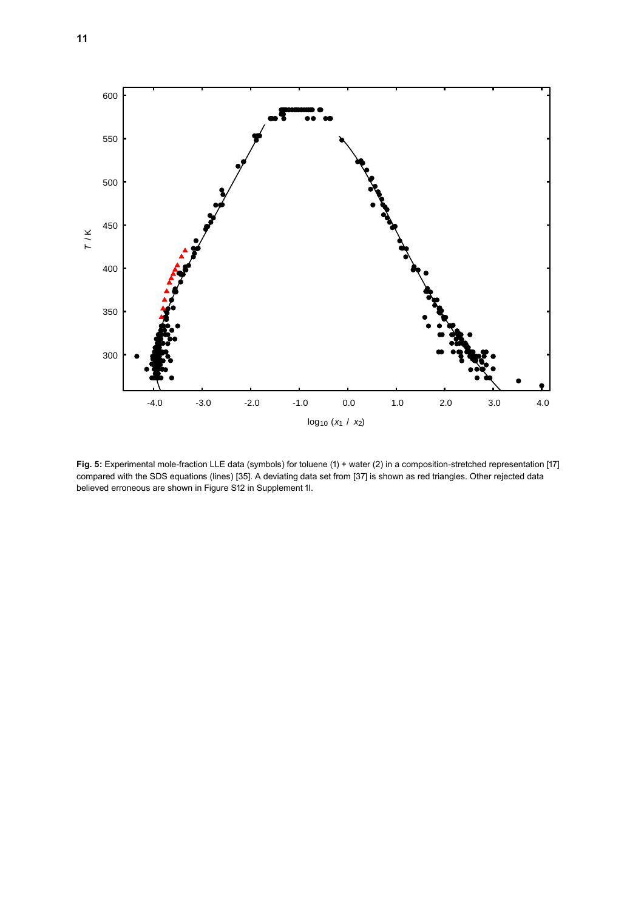**Fig. 5:** Experimental mole-fraction LLE data (symbols) for toluene (1) + water (2) in a composition-stretched representation [17] compared with the SDS equations (lines) [35]. A deviating data set from [37] is shown as red triangles. Other rejected data believed erroneous are shown in Figure S12 in Supplement 1I.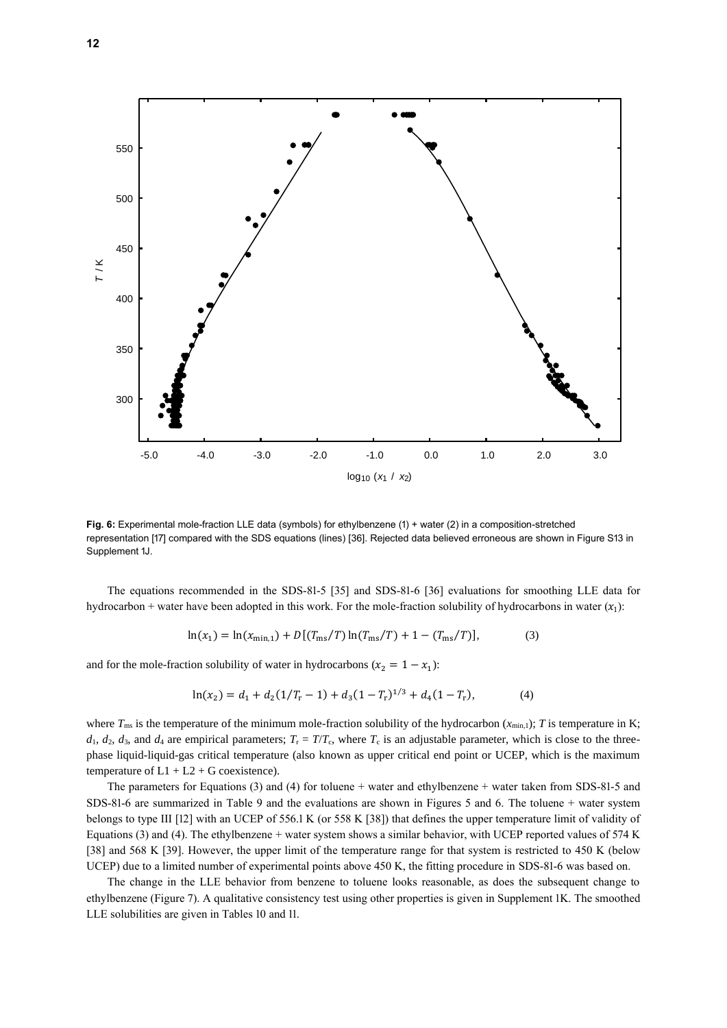**Fig. 6:** Experimental mole-fraction LLE data (symbols) for ethylbenzene (1) + water (2) in a composition-stretched representation [17] compared with the SDS equations (lines) [36]. Rejected data believed erroneous are shown in Figure S13 in Supplement 1J.

The equations recommended in the SDS-81-5 [35] and SDS-81-6 [36] evaluations for smoothing LLE data for hydrocarbon + water have been adopted in this work. For the mole-fraction solubility of hydrocarbons in water ($x_1$):

$$\ln(x_1) = \ln(x_{\min,1}) + D[(T_{\mathrm{ms}}/T)\ln(T_{\mathrm{ms}}/T) + 1 - (T_{\mathrm{ms}}/T)], \tag{3}$$

and for the mole-fraction solubility of water in hydrocarbons ($x_2 = 1 - x_1$):

$$\ln(x_2) = d_1 + d_2(1/T_{\mathrm{r}} - 1) + d_3(1 - T_{\mathrm{r}})^{1/3} + d_4(1 - T_{\mathrm{r}}), \tag{4}$$

where $T_{\mathrm{ms}}$ is the temperature of the minimum mole-fraction solubility of the hydrocarbon ($x_{\min,1}$); $T$ is temperature in K; $d_1$, $d_2$, $d_3$, and $d_4$ are empirical parameters; $T_{\mathrm{r}} = T/T_{\mathrm{c}}$, where $T_{\mathrm{c}}$ is an adjustable parameter, which is close to the three-phase liquid-liquid-gas critical temperature (also known as upper critical end point or UCEP, which is the maximum temperature of L1 + L2 + G coexistence).

The parameters for Equations (3) and (4) for toluene + water and ethylbenzene + water taken from SDS-81-5 and SDS-81-6 are summarized in Table 9 and the evaluations are shown in Figures 5 and 6. The toluene + water system belongs to type III [12] with an UCEP of 556.1 K (or 558 K [38]) that defines the upper temperature limit of validity of Equations (3) and (4). The ethylbenzene + water system shows a similar behavior, with UCEP reported values of 574 K [38] and 568 K [39]. However, the upper limit of the temperature range for that system is restricted to 450 K (below UCEP) due to a limited number of experimental points above 450 K, the fitting procedure in SDS-81-6 was based on.

The change in the LLE behavior from benzene to toluene looks reasonable, as does the subsequent change to ethylbenzene (Figure 7). A qualitative consistency test using other properties is given in Supplement 1K. The smoothed LLE solubilities are given in Tables 10 and 11.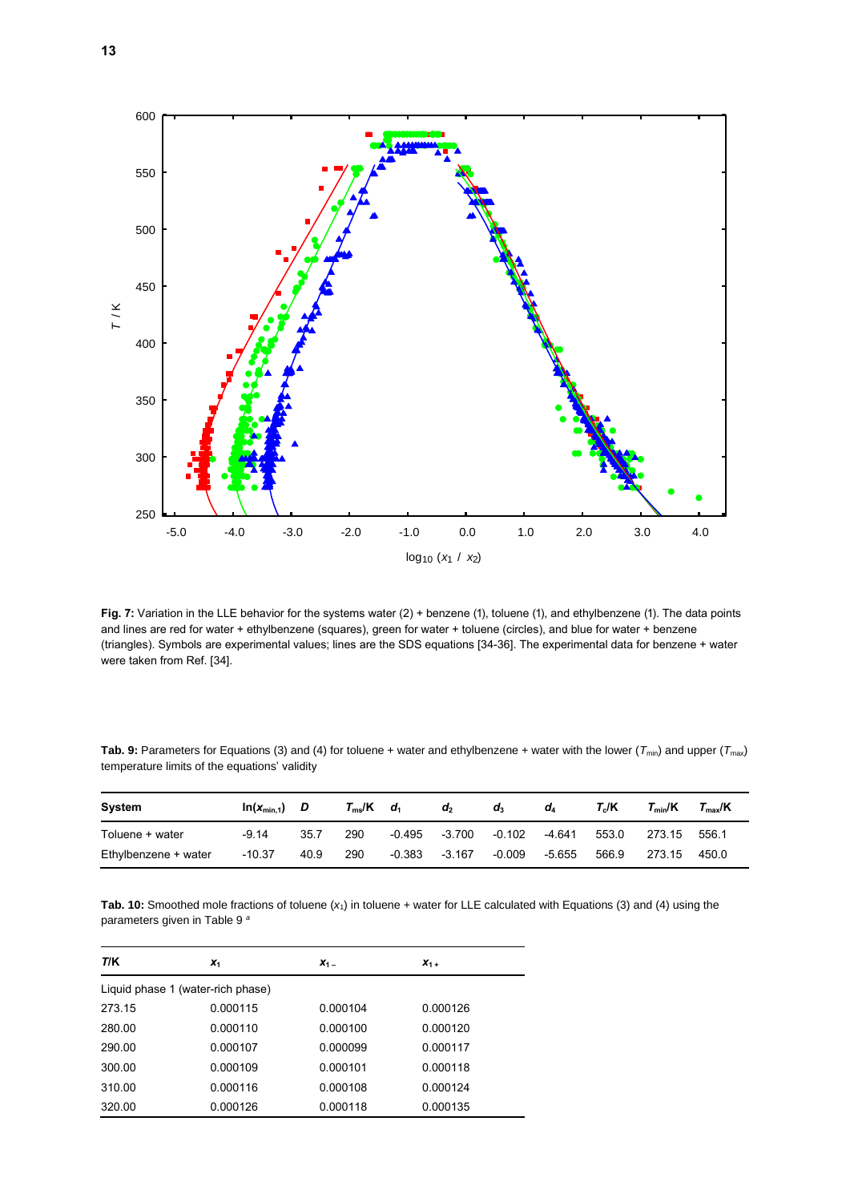**Fig. 7:** Variation in the LLE behavior for the systems water (2) + benzene (1), toluene (1), and ethylbenzene (1). The data points and lines are red for water + ethylbenzene (squares), green for water + toluene (circles), and blue for water + benzene (triangles). Symbols are experimental values; lines are the SDS equations [34-36]. The experimental data for benzene + water were taken from Ref. [34].

**Tab. 9:** Parameters for Equations (3) and (4) for toluene + water and ethylbenzene + water with the lower ($T_{min}$) and upper ($T_{max}$) temperature limits of the equations' validity

| System | $\ln(x_{min,1})$ | $D$ | $T_{ms}$/K | $d_1$ | $d_2$ | $d_3$ | $d_4$ | $T_c$/K | $T_{min}$/K | $T_{max}$/K |
|---|---|---|---|---|---|---|---|---|---|---|
| Toluene + water | -9.14 | 35.7 | 290 | -0.495 | -3.700 | -0.102 | -4.641 | 553.0 | 273.15 | 556.1 |
| Ethylbenzene + water | -10.37 | 40.9 | 290 | -0.383 | -3.167 | -0.009 | -5.655 | 566.9 | 273.15 | 450.0 |

**Tab. 10:** Smoothed mole fractions of toluene ($x_1$) in toluene + water for LLE calculated with Equations (3) and (4) using the parameters given in Table 9 [a]

| $T$/K | $x_1$ | $x_{1-}$ | $x_{1+}$ |
|---|---|---|---|
| Liquid phase 1 (water-rich phase) | | | |
| 273.15 | 0.000115 | 0.000104 | 0.000126 |
| 280.00 | 0.000110 | 0.000100 | 0.000120 |
| 290.00 | 0.000107 | 0.000099 | 0.000117 |
| 300.00 | 0.000109 | 0.000101 | 0.000118 |
| 310.00 | 0.000116 | 0.000108 | 0.000124 |
| 320.00 | 0.000126 | 0.000118 | 0.000135 |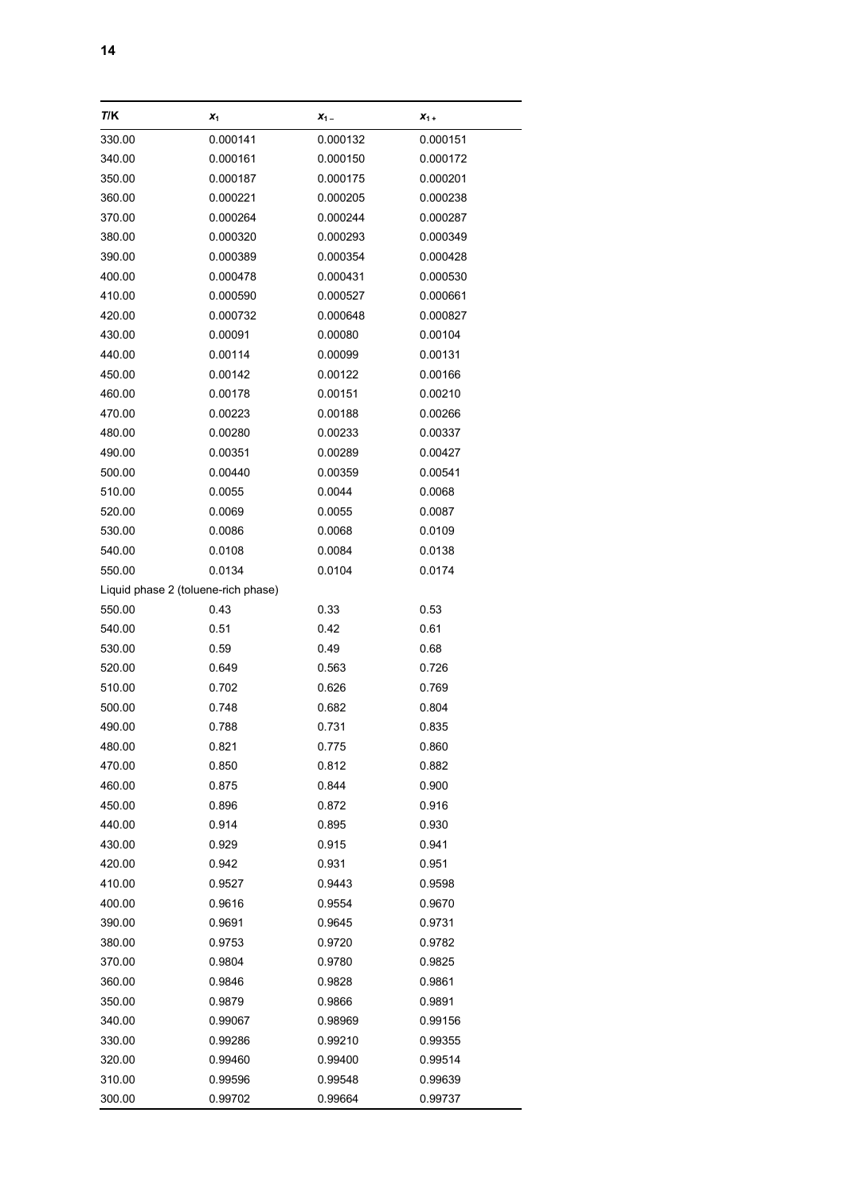| $T$/K | $x_1$ | $x_{1-}$ | $x_{1+}$ |
|---|---|---|---|
| 330.00 | 0.000141 | 0.000132 | 0.000151 |
| 340.00 | 0.000161 | 0.000150 | 0.000172 |
| 350.00 | 0.000187 | 0.000175 | 0.000201 |
| 360.00 | 0.000221 | 0.000205 | 0.000238 |
| 370.00 | 0.000264 | 0.000244 | 0.000287 |
| 380.00 | 0.000320 | 0.000293 | 0.000349 |
| 390.00 | 0.000389 | 0.000354 | 0.000428 |
| 400.00 | 0.000478 | 0.000431 | 0.000530 |
| 410.00 | 0.000590 | 0.000527 | 0.000661 |
| 420.00 | 0.000732 | 0.000648 | 0.000827 |
| 430.00 | 0.00091 | 0.00080 | 0.00104 |
| 440.00 | 0.00114 | 0.00099 | 0.00131 |
| 450.00 | 0.00142 | 0.00122 | 0.00166 |
| 460.00 | 0.00178 | 0.00151 | 0.00210 |
| 470.00 | 0.00223 | 0.00188 | 0.00266 |
| 480.00 | 0.00280 | 0.00233 | 0.00337 |
| 490.00 | 0.00351 | 0.00289 | 0.00427 |
| 500.00 | 0.00440 | 0.00359 | 0.00541 |
| 510.00 | 0.0055 | 0.0044 | 0.0068 |
| 520.00 | 0.0069 | 0.0055 | 0.0087 |
| 530.00 | 0.0086 | 0.0068 | 0.0109 |
| 540.00 | 0.0108 | 0.0084 | 0.0138 |
| 550.00 | 0.0134 | 0.0104 | 0.0174 |
| Liquid phase 2 (toluene-rich phase) | | | |
| 550.00 | 0.43 | 0.33 | 0.53 |
| 540.00 | 0.51 | 0.42 | 0.61 |
| 530.00 | 0.59 | 0.49 | 0.68 |
| 520.00 | 0.649 | 0.563 | 0.726 |
| 510.00 | 0.702 | 0.626 | 0.769 |
| 500.00 | 0.748 | 0.682 | 0.804 |
| 490.00 | 0.788 | 0.731 | 0.835 |
| 480.00 | 0.821 | 0.775 | 0.860 |
| 470.00 | 0.850 | 0.812 | 0.882 |
| 460.00 | 0.875 | 0.844 | 0.900 |
| 450.00 | 0.896 | 0.872 | 0.916 |
| 440.00 | 0.914 | 0.895 | 0.930 |
| 430.00 | 0.929 | 0.915 | 0.941 |
| 420.00 | 0.942 | 0.931 | 0.951 |
| 410.00 | 0.9527 | 0.9443 | 0.9598 |
| 400.00 | 0.9616 | 0.9554 | 0.9670 |
| 390.00 | 0.9691 | 0.9645 | 0.9731 |
| 380.00 | 0.9753 | 0.9720 | 0.9782 |
| 370.00 | 0.9804 | 0.9780 | 0.9825 |
| 360.00 | 0.9846 | 0.9828 | 0.9861 |
| 350.00 | 0.9879 | 0.9866 | 0.9891 |
| 340.00 | 0.99067 | 0.98969 | 0.99156 |
| 330.00 | 0.99286 | 0.99210 | 0.99355 |
| 320.00 | 0.99460 | 0.99400 | 0.99514 |
| 310.00 | 0.99596 | 0.99548 | 0.99639 |
| 300.00 | 0.99702 | 0.99664 | 0.99737 |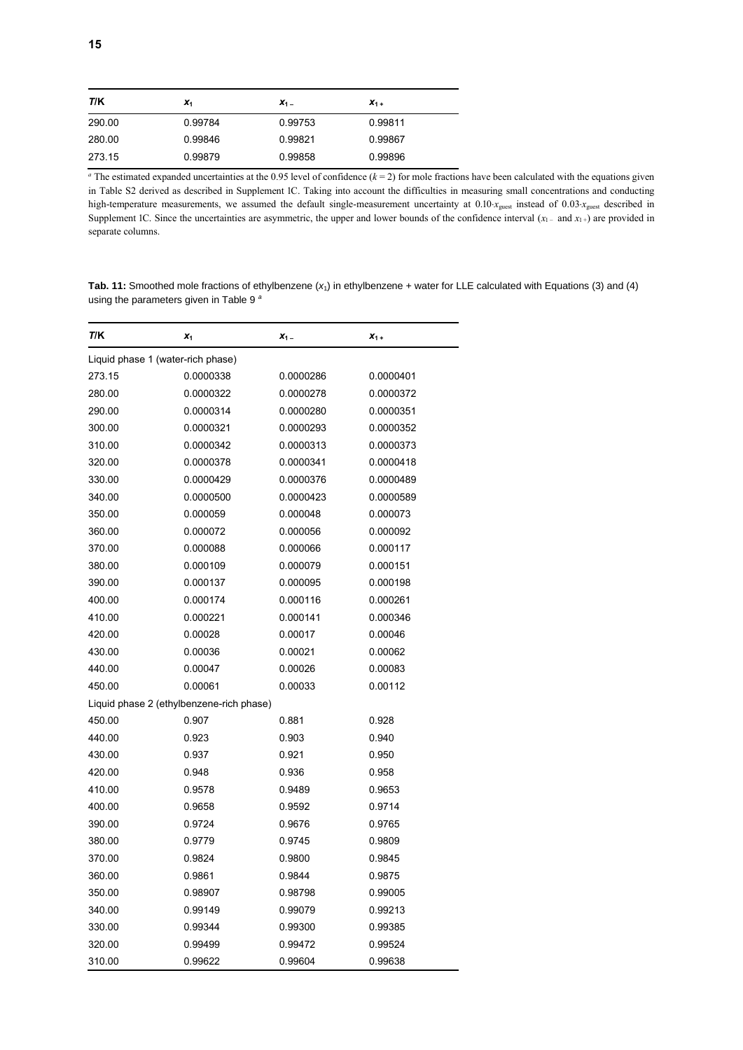| $T$/K | $x_1$ | $x_{1-}$ | $x_{1+}$ |
|---|---|---|---|
| 290.00 | 0.99784 | 0.99753 | 0.99811 |
| 280.00 | 0.99846 | 0.99821 | 0.99867 |
| 273.15 | 0.99879 | 0.99858 | 0.99896 |

[a] The estimated expanded uncertainties at the 0.95 level of confidence ($k = 2$) for mole fractions have been calculated with the equations given in Table S2 derived as described in Supplement 1C. Taking into account the difficulties in measuring small concentrations and conducting high-temperature measurements, we assumed the default single-measurement uncertainty at $0.10{\cdot}x_{\text{guest}}$ instead of $0.03{\cdot}x_{\text{guest}}$ described in Supplement 1C. Since the uncertainties are asymmetric, the upper and lower bounds of the confidence interval ($x_{1-}$ and $x_{1+}$) are provided in separate columns.

**Tab. 11:** Smoothed mole fractions of ethylbenzene ($x_1$) in ethylbenzene + water for LLE calculated with Equations (3) and (4) using the parameters given in Table 9 [a]

| $T$/K | $x_1$ | $x_{1-}$ | $x_{1+}$ |
|---|---|---|---|
| Liquid phase 1 (water-rich phase) | | | |
| 273.15 | 0.0000338 | 0.0000286 | 0.0000401 |
| 280.00 | 0.0000322 | 0.0000278 | 0.0000372 |
| 290.00 | 0.0000314 | 0.0000280 | 0.0000351 |
| 300.00 | 0.0000321 | 0.0000293 | 0.0000352 |
| 310.00 | 0.0000342 | 0.0000313 | 0.0000373 |
| 320.00 | 0.0000378 | 0.0000341 | 0.0000418 |
| 330.00 | 0.0000429 | 0.0000376 | 0.0000489 |
| 340.00 | 0.0000500 | 0.0000423 | 0.0000589 |
| 350.00 | 0.000059 | 0.000048 | 0.000073 |
| 360.00 | 0.000072 | 0.000056 | 0.000092 |
| 370.00 | 0.000088 | 0.000066 | 0.000117 |
| 380.00 | 0.000109 | 0.000079 | 0.000151 |
| 390.00 | 0.000137 | 0.000095 | 0.000198 |
| 400.00 | 0.000174 | 0.000116 | 0.000261 |
| 410.00 | 0.000221 | 0.000141 | 0.000346 |
| 420.00 | 0.00028 | 0.00017 | 0.00046 |
| 430.00 | 0.00036 | 0.00021 | 0.00062 |
| 440.00 | 0.00047 | 0.00026 | 0.00083 |
| 450.00 | 0.00061 | 0.00033 | 0.00112 |
| Liquid phase 2 (ethylbenzene-rich phase) | | | |
| 450.00 | 0.907 | 0.881 | 0.928 |
| 440.00 | 0.923 | 0.903 | 0.940 |
| 430.00 | 0.937 | 0.921 | 0.950 |
| 420.00 | 0.948 | 0.936 | 0.958 |
| 410.00 | 0.9578 | 0.9489 | 0.9653 |
| 400.00 | 0.9658 | 0.9592 | 0.9714 |
| 390.00 | 0.9724 | 0.9676 | 0.9765 |
| 380.00 | 0.9779 | 0.9745 | 0.9809 |
| 370.00 | 0.9824 | 0.9800 | 0.9845 |
| 360.00 | 0.9861 | 0.9844 | 0.9875 |
| 350.00 | 0.98907 | 0.98798 | 0.99005 |
| 340.00 | 0.99149 | 0.99079 | 0.99213 |
| 330.00 | 0.99344 | 0.99300 | 0.99385 |
| 320.00 | 0.99499 | 0.99472 | 0.99524 |
| 310.00 | 0.99622 | 0.99604 | 0.99638 |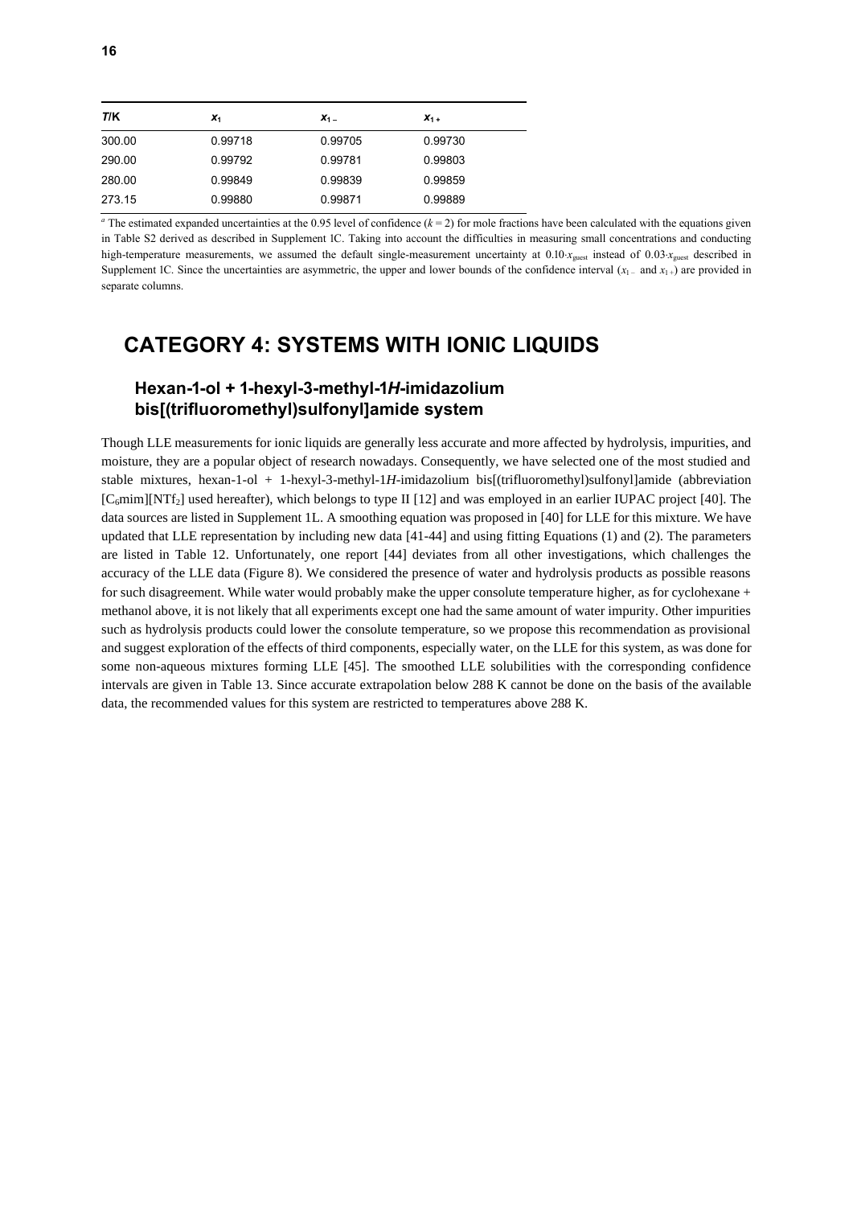| $T$/K | $x_1$ | $x_{1-}$ | $x_{1+}$ |
|---|---|---|---|
| 300.00 | 0.99718 | 0.99705 | 0.99730 |
| 290.00 | 0.99792 | 0.99781 | 0.99803 |
| 280.00 | 0.99849 | 0.99839 | 0.99859 |
| 273.15 | 0.99880 | 0.99871 | 0.99889 |

[a] The estimated expanded uncertainties at the 0.95 level of confidence ($k = 2$) for mole fractions have been calculated with the equations given in Table S2 derived as described in Supplement 1C. Taking into account the difficulties in measuring small concentrations and conducting high-temperature measurements, we assumed the default single-measurement uncertainty at $0.10{\cdot}x_{\text{guest}}$ instead of $0.03{\cdot}x_{\text{guest}}$ described in Supplement 1C. Since the uncertainties are asymmetric, the upper and lower bounds of the confidence interval ($x_{1-}$ and $x_{1+}$) are provided in separate columns.

# CATEGORY 4: SYSTEMS WITH IONIC LIQUIDS

## Hexan-1-ol + 1-hexyl-3-methyl-1*H*-imidazolium bis[(trifluoromethyl)sulfonyl]amide system

Though LLE measurements for ionic liquids are generally less accurate and more affected by hydrolysis, impurities, and moisture, they are a popular object of research nowadays. Consequently, we have selected one of the most studied and stable mixtures, hexan-1-ol + 1-hexyl-3-methyl-1*H*-imidazolium bis[(trifluoromethyl)sulfonyl]amide (abbreviation [$C_6$mim][$NTf_2$] used hereafter), which belongs to type II [12] and was employed in an earlier IUPAC project [40]. The data sources are listed in Supplement 1L. A smoothing equation was proposed in [40] for LLE for this mixture. We have updated that LLE representation by including new data [41-44] and using fitting Equations (1) and (2). The parameters are listed in Table 12. Unfortunately, one report [44] deviates from all other investigations, which challenges the accuracy of the LLE data (Figure 8). We considered the presence of water and hydrolysis products as possible reasons for such disagreement. While water would probably make the upper consolute temperature higher, as for cyclohexane + methanol above, it is not likely that all experiments except one had the same amount of water impurity. Other impurities such as hydrolysis products could lower the consolute temperature, so we propose this recommendation as provisional and suggest exploration of the effects of third components, especially water, on the LLE for this system, as was done for some non-aqueous mixtures forming LLE [45]. The smoothed LLE solubilities with the corresponding confidence intervals are given in Table 13. Since accurate extrapolation below 288 K cannot be done on the basis of the available data, the recommended values for this system are restricted to temperatures above 288 K.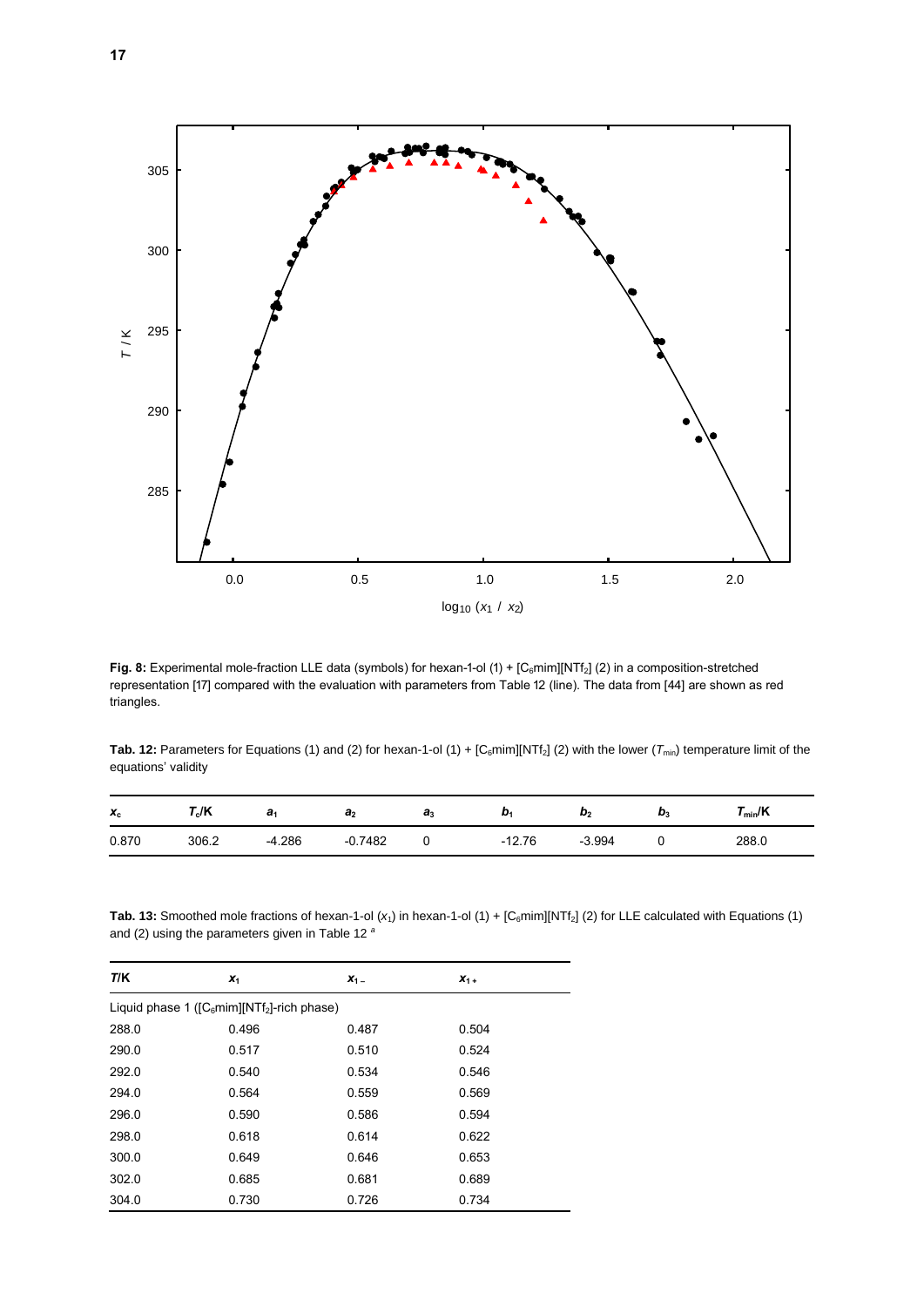**Fig. 8:** Experimental mole-fraction LLE data (symbols) for hexan-1-ol (1) + [$C_6$mim][$NTf_2$] (2) in a composition-stretched representation [17] compared with the evaluation with parameters from Table 12 (line). The data from [44] are shown as red triangles.

**Tab. 12:** Parameters for Equations (1) and (2) for hexan-1-ol (1) + [$C_6$mim][$NTf_2$] (2) with the lower ($T_{min}$) temperature limit of the equations' validity

| $x_c$ | $T_c$/K | $a_1$ | $a_2$ | $a_3$ | $b_1$ | $b_2$ | $b_3$ | $T_{min}$/K |
|---|---|---|---|---|---|---|---|---|
| 0.870 | 306.2 | -4.286 | -0.7482 | 0 | -12.76 | -3.994 | 0 | 288.0 |

**Tab. 13:** Smoothed mole fractions of hexan-1-ol ($x_1$) in hexan-1-ol (1) + [$C_6$mim][$NTf_2$] (2) for LLE calculated with Equations (1) and (2) using the parameters given in Table 12 [a]

| $T$/K | $x_1$ | $x_{1-}$ | $x_{1+}$ |
|---|---|---|---|
| Liquid phase 1 ([$C_6$mim][$NTf_2$]-rich phase) | | | |
| 288.0 | 0.496 | 0.487 | 0.504 |
| 290.0 | 0.517 | 0.510 | 0.524 |
| 292.0 | 0.540 | 0.534 | 0.546 |
| 294.0 | 0.564 | 0.559 | 0.569 |
| 296.0 | 0.590 | 0.586 | 0.594 |
| 298.0 | 0.618 | 0.614 | 0.622 |
| 300.0 | 0.649 | 0.646 | 0.653 |
| 302.0 | 0.685 | 0.681 | 0.689 |
| 304.0 | 0.730 | 0.726 | 0.734 |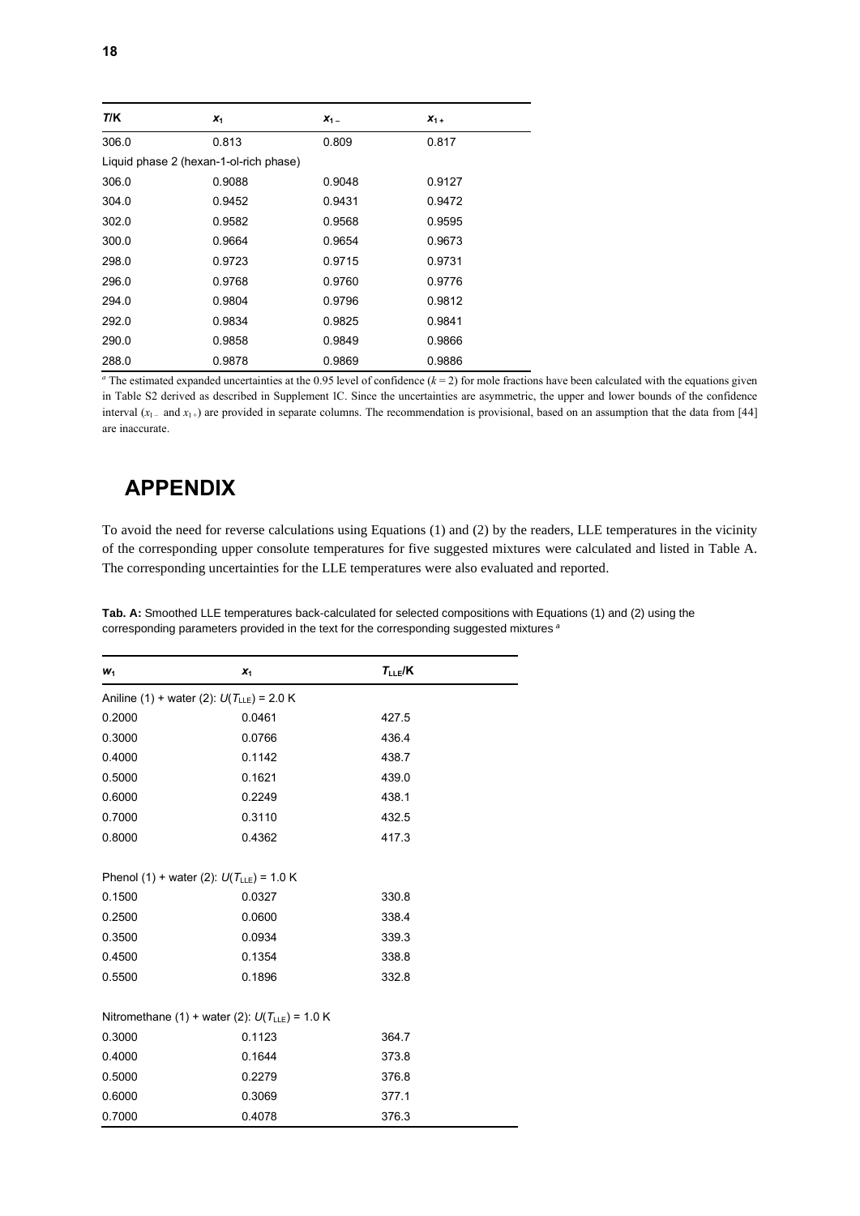| $T$/K | $x_1$ | $x_{1-}$ | $x_{1+}$ |
|---|---|---|---|
| 306.0 | 0.813 | 0.809 | 0.817 |
| Liquid phase 2 (hexan-1-ol-rich phase) | | | |
| 306.0 | 0.9088 | 0.9048 | 0.9127 |
| 304.0 | 0.9452 | 0.9431 | 0.9472 |
| 302.0 | 0.9582 | 0.9568 | 0.9595 |
| 300.0 | 0.9664 | 0.9654 | 0.9673 |
| 298.0 | 0.9723 | 0.9715 | 0.9731 |
| 296.0 | 0.9768 | 0.9760 | 0.9776 |
| 294.0 | 0.9804 | 0.9796 | 0.9812 |
| 292.0 | 0.9834 | 0.9825 | 0.9841 |
| 290.0 | 0.9858 | 0.9849 | 0.9866 |
| 288.0 | 0.9878 | 0.9869 | 0.9886 |

[a] The estimated expanded uncertainties at the 0.95 level of confidence ($k = 2$) for mole fractions have been calculated with the equations given in Table S2 derived as described in Supplement 1C. Since the uncertainties are asymmetric, the upper and lower bounds of the confidence interval ($x_{1-}$ and $x_{1+}$) are provided in separate columns. The recommendation is provisional, based on an assumption that the data from [44] are inaccurate.

# APPENDIX

To avoid the need for reverse calculations using Equations (1) and (2) by the readers, LLE temperatures in the vicinity of the corresponding upper consolute temperatures for five suggested mixtures were calculated and listed in Table A. The corresponding uncertainties for the LLE temperatures were also evaluated and reported.

**Tab. A:** Smoothed LLE temperatures back-calculated for selected compositions with Equations (1) and (2) using the corresponding parameters provided in the text for the corresponding suggested mixtures [a]

| $w_1$ | $x_1$ | $T_{\mathrm{LLE}}$/K |
|---|---|---|
| Aniline (1) + water (2): $U(T_{\mathrm{LLE}})$ = 2.0 K | | |
| 0.2000 | 0.0461 | 427.5 |
| 0.3000 | 0.0766 | 436.4 |
| 0.4000 | 0.1142 | 438.7 |
| 0.5000 | 0.1621 | 439.0 |
| 0.6000 | 0.2249 | 438.1 |
| 0.7000 | 0.3110 | 432.5 |
| 0.8000 | 0.4362 | 417.3 |
| Phenol (1) + water (2): $U(T_{\mathrm{LLE}})$ = 1.0 K | | |
| 0.1500 | 0.0327 | 330.8 |
| 0.2500 | 0.0600 | 338.4 |
| 0.3500 | 0.0934 | 339.3 |
| 0.4500 | 0.1354 | 338.8 |
| 0.5500 | 0.1896 | 332.8 |
| Nitromethane (1) + water (2): $U(T_{\mathrm{LLE}})$ = 1.0 K | | |
| 0.3000 | 0.1123 | 364.7 |
| 0.4000 | 0.1644 | 373.8 |
| 0.5000 | 0.2279 | 376.8 |
| 0.6000 | 0.3069 | 377.1 |
| 0.7000 | 0.4078 | 376.3 |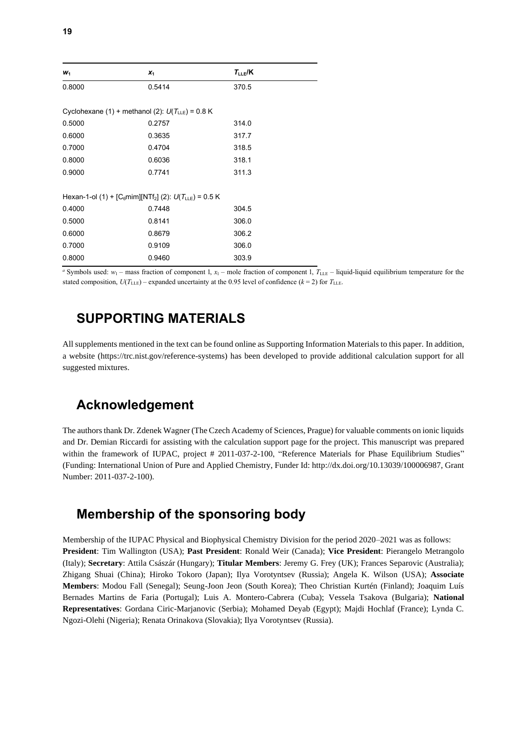| $w_1$ | $x_1$ | $T_{LLE}$/K |
|---|---|---|
| 0.8000 | 0.5414 | 370.5 |
| Cyclohexane (1) + methanol (2): $U(T_{LLE})$ = 0.8 K | | |
| 0.5000 | 0.2757 | 314.0 |
| 0.6000 | 0.3635 | 317.7 |
| 0.7000 | 0.4704 | 318.5 |
| 0.8000 | 0.6036 | 318.1 |
| 0.9000 | 0.7741 | 311.3 |
| Hexan-1-ol (1) + [$C_6$mim][$NTf_2$] (2): $U(T_{LLE})$ = 0.5 K | | |
| 0.4000 | 0.7448 | 304.5 |
| 0.5000 | 0.8141 | 306.0 |
| 0.6000 | 0.8679 | 306.2 |
| 0.7000 | 0.9109 | 306.0 |
| 0.8000 | 0.9460 | 303.9 |

[a] Symbols used: $w_1$ – mass fraction of component 1, $x_1$ – mole fraction of component 1, $T_{LLE}$ – liquid-liquid equilibrium temperature for the stated composition, $U(T_{LLE})$ – expanded uncertainty at the 0.95 level of confidence ($k$ = 2) for $T_{LLE}$.

## SUPPORTING MATERIALS

All supplements mentioned in the text can be found online as Supporting Information Materials to this paper. In addition, a website (https://trc.nist.gov/reference-systems) has been developed to provide additional calculation support for all suggested mixtures.

## Acknowledgement

The authors thank Dr. Zdenek Wagner (The Czech Academy of Sciences, Prague) for valuable comments on ionic liquids and Dr. Demian Riccardi for assisting with the calculation support page for the project. This manuscript was prepared within the framework of IUPAC, project # 2011-037-2-100, "Reference Materials for Phase Equilibrium Studies" (Funding: International Union of Pure and Applied Chemistry, Funder Id: http://dx.doi.org/10.13039/100006987, Grant Number: 2011-037-2-100).

## Membership of the sponsoring body

Membership of the IUPAC Physical and Biophysical Chemistry Division for the period 2020–2021 was as follows:
**President**: Tim Wallington (USA); **Past President**: Ronald Weir (Canada); **Vice President**: Pierangelo Metrangolo (Italy); **Secretary**: Attila Császár (Hungary); **Titular Members**: Jeremy G. Frey (UK); Frances Separovic (Australia); Zhigang Shuai (China); Hiroko Tokoro (Japan); Ilya Vorotyntsev (Russia); Angela K. Wilson (USA); **Associate Members**: Modou Fall (Senegal); Seung-Joon Jeon (South Korea); Theo Christian Kurtén (Finland); Joaquim Luís Bernades Martins de Faria (Portugal); Luis A. Montero-Cabrera (Cuba); Vessela Tsakova (Bulgaria); **National Representatives**: Gordana Ciric-Marjanovic (Serbia); Mohamed Deyab (Egypt); Majdi Hochlaf (France); Lynda C. Ngozi-Olehi (Nigeria); Renata Orinakova (Slovakia); Ilya Vorotyntsev (Russia).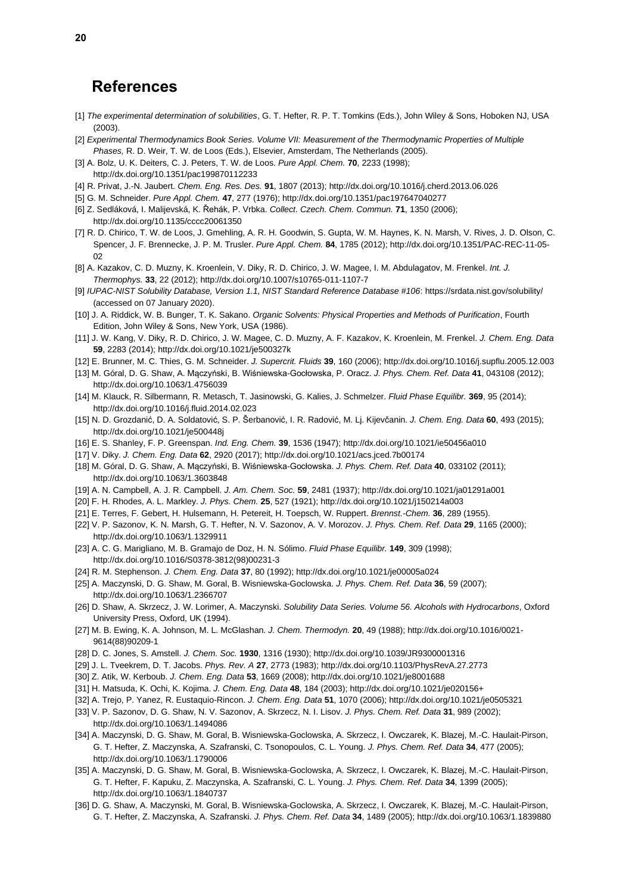# References

[1] *The experimental determination of solubilities*, G. T. Hefter, R. P. T. Tomkins (Eds.), John Wiley & Sons, Hoboken NJ, USA (2003).

[2] *Experimental Thermodynamics Book Series. Volume VII: Measurement of the Thermodynamic Properties of Multiple Phases,* R. D. Weir, T. W. de Loos (Eds.), Elsevier, Amsterdam, The Netherlands (2005).

[3] A. Bolz, U. K. Deiters, C. J. Peters, T. W. de Loos. *Pure Appl. Chem.* **70**, 2233 (1998); http://dx.doi.org/10.1351/pac199870112233

[4] R. Privat, J.-N. Jaubert. *Chem. Eng. Res. Des.* **91**, 1807 (2013); http://dx.doi.org/10.1016/j.cherd.2013.06.026

[5] G. M. Schneider. *Pure Appl. Chem.* **47**, 277 (1976); http://dx.doi.org/10.1351/pac197647040277

[6] Z. Sedláková, I. Malijevská, K. Řehák, P. Vrbka. *Collect. Czech. Chem. Commun.* **71**, 1350 (2006); http://dx.doi.org/10.1135/cccc20061350

[7] R. D. Chirico, T. W. de Loos, J. Gmehling, A. R. H. Goodwin, S. Gupta, W. M. Haynes, K. N. Marsh, V. Rives, J. D. Olson, C. Spencer, J. F. Brennecke, J. P. M. Trusler. *Pure Appl. Chem.* **84**, 1785 (2012); http://dx.doi.org/10.1351/PAC-REC-11-05-02

[8] A. Kazakov, C. D. Muzny, K. Kroenlein, V. Diky, R. D. Chirico, J. W. Magee, I. M. Abdulagatov, M. Frenkel. *Int. J. Thermophys.* **33**, 22 (2012); http://dx.doi.org/10.1007/s10765-011-1107-7

[9] *IUPAC-NIST Solubility Database, Version 1.1, NIST Standard Reference Database #106*: https://srdata.nist.gov/solubility/ (accessed on 07 January 2020).

[10] J. A. Riddick, W. B. Bunger, T. K. Sakano. *Organic Solvents: Physical Properties and Methods of Purification*, Fourth Edition, John Wiley & Sons, New York, USA (1986).

[11] J. W. Kang, V. Diky, R. D. Chirico, J. W. Magee, C. D. Muzny, A. F. Kazakov, K. Kroenlein, M. Frenkel. *J. Chem. Eng. Data* **59**, 2283 (2014); http://dx.doi.org/10.1021/je500327k

[12] E. Brunner, M. C. Thies, G. M. Schneider. *J. Supercrit. Fluids* **39**, 160 (2006); http://dx.doi.org/10.1016/j.supflu.2005.12.003

[13] M. Góral, D. G. Shaw, A. Mączyński, B. Wiśniewska-Gocłowska, P. Oracz. *J. Phys. Chem. Ref. Data* **41**, 043108 (2012); http://dx.doi.org/10.1063/1.4756039

[14] M. Klauck, R. Silbermann, R. Metasch, T. Jasinowski, G. Kalies, J. Schmelzer. *Fluid Phase Equilibr.* **369**, 95 (2014); http://dx.doi.org/10.1016/j.fluid.2014.02.023

[15] N. D. Grozdanić, D. A. Soldatović, S. P. Šerbanović, I. R. Radović, M. Lj. Kijevčanin. *J. Chem. Eng. Data* **60**, 493 (2015); http://dx.doi.org/10.1021/je500448j

[16] E. S. Shanley, F. P. Greenspan. *Ind. Eng. Chem.* **39**, 1536 (1947); http://dx.doi.org/10.1021/ie50456a010

[17] V. Diky. *J. Chem. Eng. Data* **62**, 2920 (2017); http://dx.doi.org/10.1021/acs.jced.7b00174

[18] M. Góral, D. G. Shaw, A. Mączyński, B. Wiśniewska-Gocłowska. *J. Phys. Chem. Ref. Data* **40**, 033102 (2011); http://dx.doi.org/10.1063/1.3603848

[19] A. N. Campbell, A. J. R. Campbell. *J. Am. Chem. Soc.* **59**, 2481 (1937); http://dx.doi.org/10.1021/ja01291a001

[20] F. H. Rhodes, A. L. Markley. *J. Phys. Chem.* **25**, 527 (1921); http://dx.doi.org/10.1021/j150214a003

[21] E. Terres, F. Gebert, H. Hulsemann, H. Petereit, H. Toepsch, W. Ruppert. *Brennst.-Chem.* **36**, 289 (1955).

[22] V. P. Sazonov, K. N. Marsh, G. T. Hefter, N. V. Sazonov, A. V. Morozov. *J. Phys. Chem. Ref. Data* **29**, 1165 (2000); http://dx.doi.org/10.1063/1.1329911

[23] A. C. G. Marigliano, M. B. Gramajo de Doz, H. N. Sólimo. *Fluid Phase Equilibr.* **149**, 309 (1998); http://dx.doi.org/10.1016/S0378-3812(98)00231-3

[24] R. M. Stephenson. *J. Chem. Eng. Data* **37**, 80 (1992); http://dx.doi.org/10.1021/je00005a024

[25] A. Maczynski, D. G. Shaw, M. Goral, B. Wisniewska-Goclowska. *J. Phys. Chem. Ref. Data* **36**, 59 (2007); http://dx.doi.org/10.1063/1.2366707

[26] D. Shaw, A. Skrzecz, J. W. Lorimer, A. Maczynski. *Solubility Data Series. Volume 56. Alcohols with Hydrocarbons*, Oxford University Press, Oxford, UK (1994).

[27] M. B. Ewing, K. A. Johnson, M. L. McGlashan. *J. Chem. Thermodyn.* **20**, 49 (1988); http://dx.doi.org/10.1016/0021-9614(88)90209-1

[28] D. C. Jones, S. Amstell. *J. Chem. Soc.* **1930**, 1316 (1930); http://dx.doi.org/10.1039/JR9300001316

[29] J. L. Tveekrem, D. T. Jacobs. *Phys. Rev. A* **27**, 2773 (1983); http://dx.doi.org/10.1103/PhysRevA.27.2773

[30] Z. Atik, W. Kerboub. *J. Chem. Eng. Data* **53**, 1669 (2008); http://dx.doi.org/10.1021/je8001688

[31] H. Matsuda, K. Ochi, K. Kojima. *J. Chem. Eng. Data* **48**, 184 (2003); http://dx.doi.org/10.1021/je020156+

[32] A. Trejo, P. Yanez, R. Eustaquio-Rincon. *J. Chem. Eng. Data* **51**, 1070 (2006); http://dx.doi.org/10.1021/je0505321

[33] V. P. Sazonov, D. G. Shaw, N. V. Sazonov, A. Skrzecz, N. I. Lisov. *J. Phys. Chem. Ref. Data* **31**, 989 (2002); http://dx.doi.org/10.1063/1.1494086

[34] A. Maczynski, D. G. Shaw, M. Goral, B. Wisniewska-Goclowska, A. Skrzecz, I. Owczarek, K. Blazej, M.-C. Haulait-Pirson, G. T. Hefter, Z. Maczynska, A. Szafranski, C. Tsonopoulos, C. L. Young. *J. Phys. Chem. Ref. Data* **34**, 477 (2005); http://dx.doi.org/10.1063/1.1790006

[35] A. Maczynski, D. G. Shaw, M. Goral, B. Wisniewska-Goclowska, A. Skrzecz, I. Owczarek, K. Blazej, M.-C. Haulait-Pirson, G. T. Hefter, F. Kapuku, Z. Maczynska, A. Szafranski, C. L. Young. *J. Phys. Chem. Ref. Data* **34**, 1399 (2005); http://dx.doi.org/10.1063/1.1840737

[36] D. G. Shaw, A. Maczynski, M. Goral, B. Wisniewska-Goclowska, A. Skrzecz, I. Owczarek, K. Blazej, M.-C. Haulait-Pirson, G. T. Hefter, Z. Maczynska, A. Szafranski. *J. Phys. Chem. Ref. Data* **34**, 1489 (2005); http://dx.doi.org/10.1063/1.1839880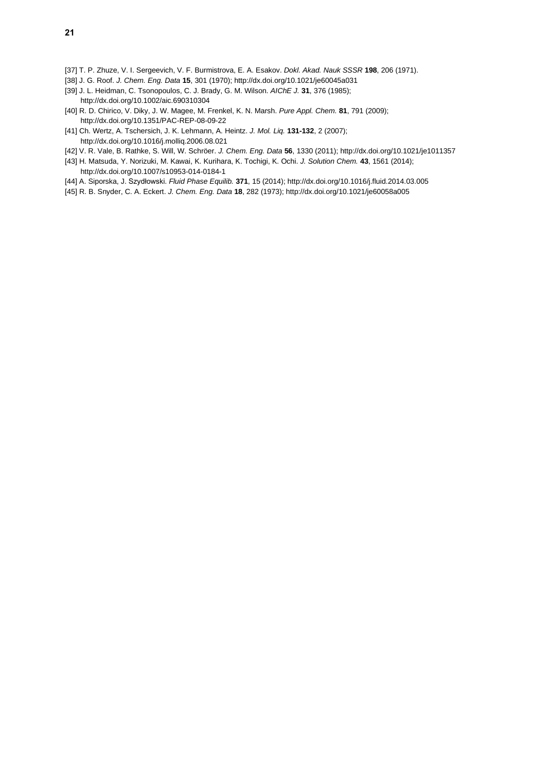[37] T. P. Zhuze, V. I. Sergeevich, V. F. Burmistrova, E. A. Esakov. *Dokl. Akad. Nauk SSSR* **198**, 206 (1971).

[38] J. G. Roof. *J. Chem. Eng. Data* **15**, 301 (1970); http://dx.doi.org/10.1021/je60045a031

[39] J. L. Heidman, C. Tsonopoulos, C. J. Brady, G. M. Wilson. *AIChE J.* **31**, 376 (1985); http://dx.doi.org/10.1002/aic.690310304

[40] R. D. Chirico, V. Diky, J. W. Magee, M. Frenkel, K. N. Marsh. *Pure Appl. Chem.* **81**, 791 (2009); http://dx.doi.org/10.1351/PAC-REP-08-09-22

[41] Ch. Wertz, A. Tschersich, J. K. Lehmann, A. Heintz. *J. Mol. Liq.* **131-132**, 2 (2007); http://dx.doi.org/10.1016/j.molliq.2006.08.021

[42] V. R. Vale, B. Rathke, S. Will, W. Schröer. *J. Chem. Eng. Data* **56**, 1330 (2011); http://dx.doi.org/10.1021/je1011357

[43] H. Matsuda, Y. Norizuki, M. Kawai, K. Kurihara, K. Tochigi, K. Ochi. *J. Solution Chem.* **43**, 1561 (2014); http://dx.doi.org/10.1007/s10953-014-0184-1

[44] A. Siporska, J. Szydłowski. *Fluid Phase Equilib.* **371**, 15 (2014); http://dx.doi.org/10.1016/j.fluid.2014.03.005

[45] R. B. Snyder, C. A. Eckert. *J. Chem. Eng. Data* **18**, 282 (1973); http://dx.doi.org/10.1021/je60058a005